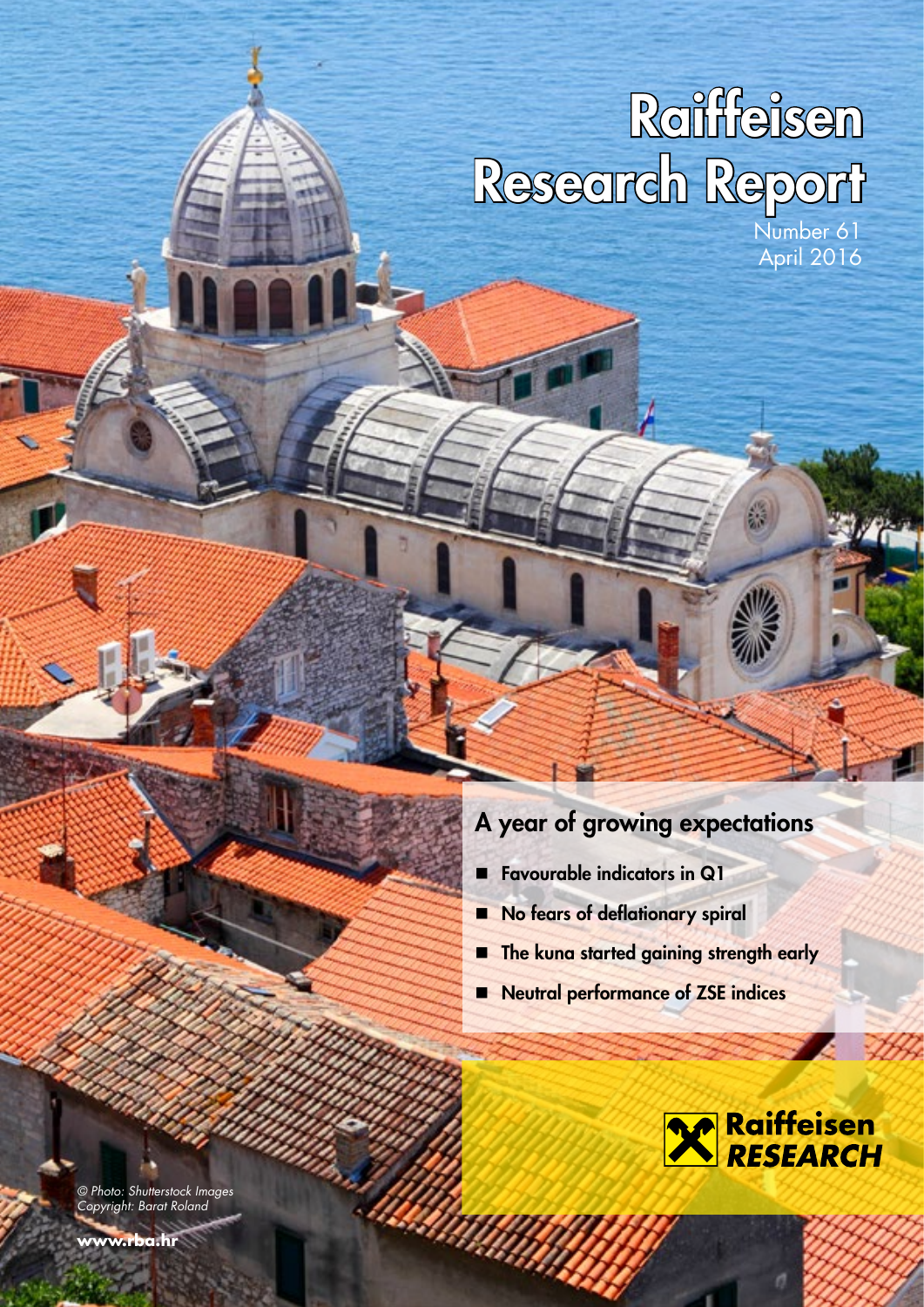# Raiffeisen Research Report

Number 61
April 2016

## A year of growing expectations

- Favourable indicators in Q1
- No fears of deflationary spiral
- The kuna started gaining strength early
- Neutral performance of ZSE indices

Raiffeisen RESEARCH

*© Photo: Shutterstock Images*
*Copyright: Barat Roland*

www.rba.hr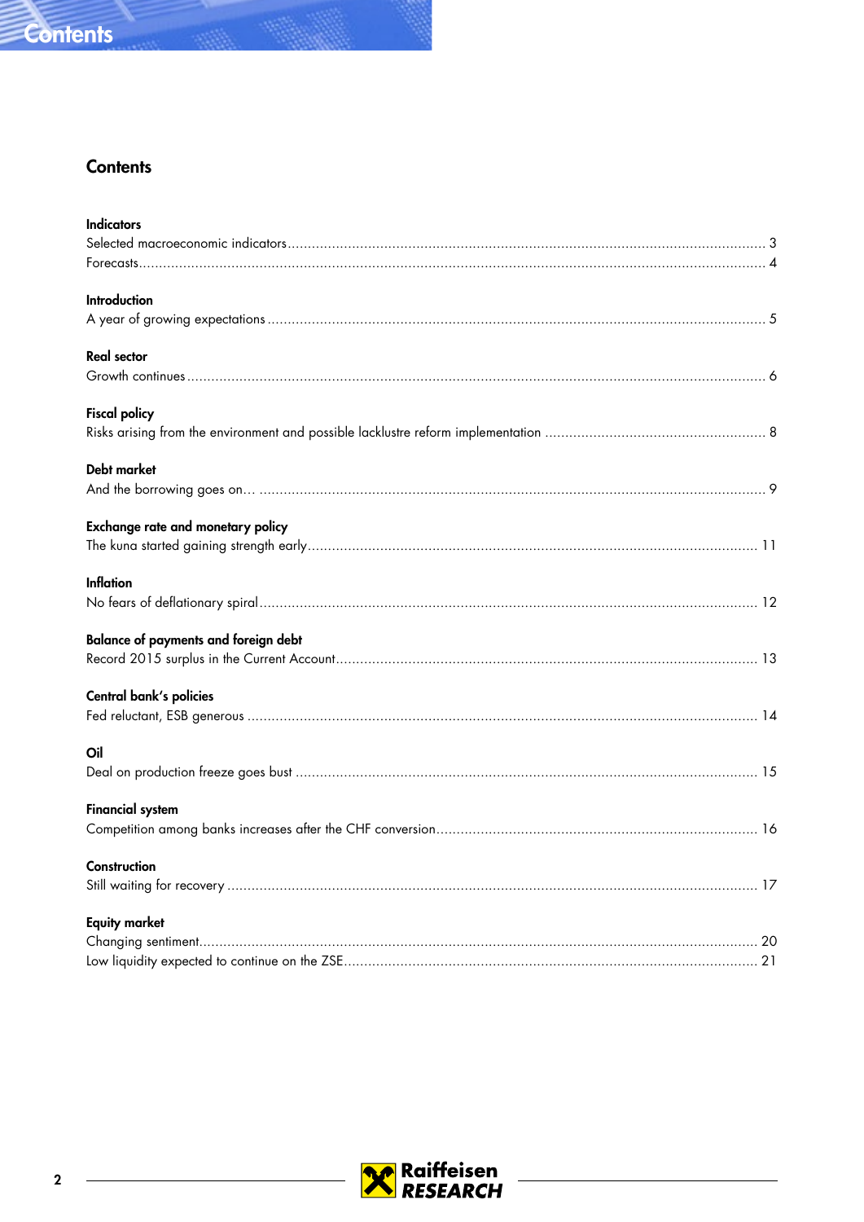# Contents

## Contents

**Indicators**

Selected macroeconomic indicators ........ 3

Forecasts ........ 4

**Introduction**

A year of growing expectations ........ 5

**Real sector**

Growth continues ........ 6

**Fiscal policy**

Risks arising from the environment and possible lacklustre reform implementation ........ 8

**Debt market**

And the borrowing goes on… ........ 9

**Exchange rate and monetary policy**

The kuna started gaining strength early ........ 11

**Inflation**

No fears of deflationary spiral ........ 12

**Balance of payments and foreign debt**

Record 2015 surplus in the Current Account ........ 13

**Central bank's policies**

Fed reluctant, ESB generous ........ 14

**Oil**

Deal on production freeze goes bust ........ 15

**Financial system**

Competition among banks increases after the CHF conversion ........ 16

**Construction**

Still waiting for recovery ........ 17

**Equity market**

Changing sentiment ........ 20

Low liquidity expected to continue on the ZSE ........ 21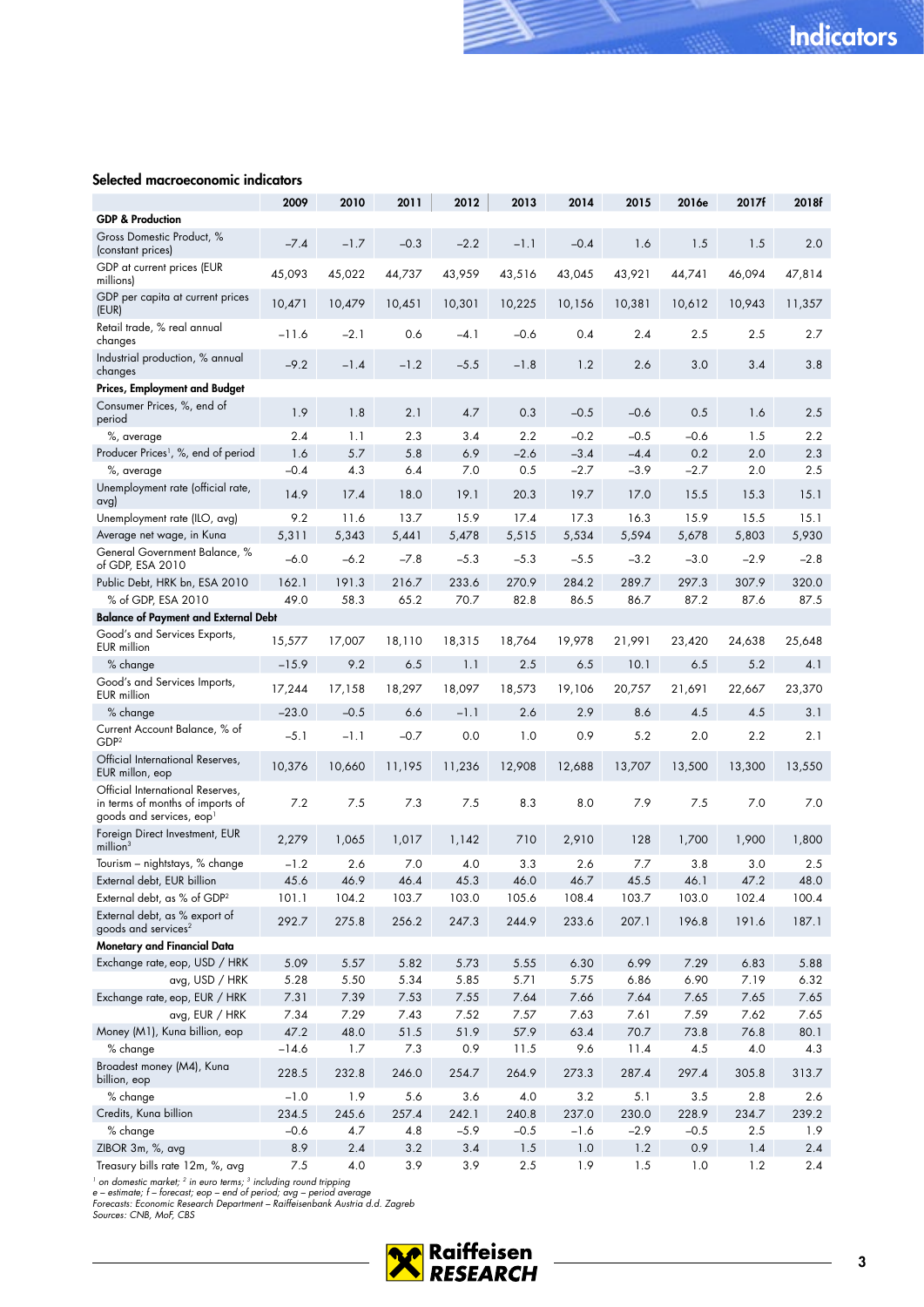## Selected macroeconomic indicators

| | 2009 | 2010 | 2011 | 2012 | 2013 | 2014 | 2015 | 2016e | 2017f | 2018f |
|---|---|---|---|---|---|---|---|---|---|---|
| **GDP & Production** | | | | | | | | | | |
| Gross Domestic Product, % (constant prices) | –7.4 | –1.7 | –0.3 | –2.2 | –1.1 | –0.4 | 1.6 | 1.5 | 1.5 | 2.0 |
| GDP at current prices (EUR millions) | 45,093 | 45,022 | 44,737 | 43,959 | 43,516 | 43,045 | 43,921 | 44,741 | 46,094 | 47,814 |
| GDP per capita at current prices (EUR) | 10,471 | 10,479 | 10,451 | 10,301 | 10,225 | 10,156 | 10,381 | 10,612 | 10,943 | 11,357 |
| Retail trade, % real annual changes | –11.6 | –2.1 | 0.6 | –4.1 | –0.6 | 0.4 | 2.4 | 2.5 | 2.5 | 2.7 |
| Industrial production, % annual changes | –9.2 | –1.4 | –1.2 | –5.5 | –1.8 | 1.2 | 2.6 | 3.0 | 3.4 | 3.8 |
| **Prices, Employment and Budget** | | | | | | | | | | |
| Consumer Prices, %, end of period | 1.9 | 1.8 | 2.1 | 4.7 | 0.3 | –0.5 | –0.6 | 0.5 | 1.6 | 2.5 |
| %, average | 2.4 | 1.1 | 2.3 | 3.4 | 2.2 | –0.2 | –0.5 | –0.6 | 1.5 | 2.2 |
| Producer Prices[1], %, end of period | 1.6 | 5.7 | 5.8 | 6.9 | –2.6 | –3.4 | –4.4 | 0.2 | 2.0 | 2.3 |
| %, average | –0.4 | 4.3 | 6.4 | 7.0 | 0.5 | –2.7 | –3.9 | –2.7 | 2.0 | 2.5 |
| Unemployment rate (official rate, avg) | 14.9 | 17.4 | 18.0 | 19.1 | 20.3 | 19.7 | 17.0 | 15.5 | 15.3 | 15.1 |
| Unemployment rate (ILO, avg) | 9.2 | 11.6 | 13.7 | 15.9 | 17.4 | 17.3 | 16.3 | 15.9 | 15.5 | 15.1 |
| Average net wage, in Kuna | 5,311 | 5,343 | 5,441 | 5,478 | 5,515 | 5,534 | 5,594 | 5,678 | 5,803 | 5,930 |
| General Government Balance, % of GDP, ESA 2010 | –6.0 | –6.2 | –7.8 | –5.3 | –5.3 | –5.5 | –3.2 | –3.0 | –2.9 | –2.8 |
| Public Debt, HRK bn, ESA 2010 | 162.1 | 191.3 | 216.7 | 233.6 | 270.9 | 284.2 | 289.7 | 297.3 | 307.9 | 320.0 |
| % of GDP, ESA 2010 | 49.0 | 58.3 | 65.2 | 70.7 | 82.8 | 86.5 | 86.7 | 87.2 | 87.6 | 87.5 |
| **Balance of Payment and External Debt** | | | | | | | | | | |
| Good's and Services Exports, EUR million | 15,577 | 17,007 | 18,110 | 18,315 | 18,764 | 19,978 | 21,991 | 23,420 | 24,638 | 25,648 |
| % change | –15.9 | 9.2 | 6.5 | 1.1 | 2.5 | 6.5 | 10.1 | 6.5 | 5.2 | 4.1 |
| Good's and Services Imports, EUR million | 17,244 | 17,158 | 18,297 | 18,097 | 18,573 | 19,106 | 20,757 | 21,691 | 22,667 | 23,370 |
| % change | –23.0 | –0.5 | 6.6 | –1.1 | 2.6 | 2.9 | 8.6 | 4.5 | 4.5 | 3.1 |
| Current Account Balance, % of GDP[2] | –5.1 | –1.1 | –0.7 | 0.0 | 1.0 | 0.9 | 5.2 | 2.0 | 2.2 | 2.1 |
| Official International Reserves, EUR millon, eop | 10,376 | 10,660 | 11,195 | 11,236 | 12,908 | 12,688 | 13,707 | 13,500 | 13,300 | 13,550 |
| Official International Reserves, in terms of months of imports of goods and services, eop[1] | 7.2 | 7.5 | 7.3 | 7.5 | 8.3 | 8.0 | 7.9 | 7.5 | 7.0 | 7.0 |
| Foreign Direct Investment, EUR million[3] | 2,279 | 1,065 | 1,017 | 1,142 | 710 | 2,910 | 128 | 1,700 | 1,900 | 1,800 |
| Tourism – nightstays, % change | –1.2 | 2.6 | 7.0 | 4.0 | 3.3 | 2.6 | 7.7 | 3.8 | 3.0 | 2.5 |
| External debt, EUR billion | 45.6 | 46.9 | 46.4 | 45.3 | 46.0 | 46.7 | 45.5 | 46.1 | 47.2 | 48.0 |
| External debt, as % of GDP[2] | 101.1 | 104.2 | 103.7 | 103.0 | 105.6 | 108.4 | 103.7 | 103.0 | 102.4 | 100.4 |
| External debt, as % export of goods and services[2] | 292.7 | 275.8 | 256.2 | 247.3 | 244.9 | 233.6 | 207.1 | 196.8 | 191.6 | 187.1 |
| **Monetary and Financial Data** | | | | | | | | | | |
| Exchange rate, eop, USD / HRK | 5.09 | 5.57 | 5.82 | 5.73 | 5.55 | 6.30 | 6.99 | 7.29 | 6.83 | 5.88 |
| avg, USD / HRK | 5.28 | 5.50 | 5.34 | 5.85 | 5.71 | 5.75 | 6.86 | 6.90 | 7.19 | 6.32 |
| Exchange rate, eop, EUR / HRK | 7.31 | 7.39 | 7.53 | 7.55 | 7.64 | 7.66 | 7.64 | 7.65 | 7.65 | 7.65 |
| avg, EUR / HRK | 7.34 | 7.29 | 7.43 | 7.52 | 7.57 | 7.63 | 7.61 | 7.59 | 7.62 | 7.65 |
| Money (M1), Kuna billion, eop | 47.2 | 48.0 | 51.5 | 51.9 | 57.9 | 63.4 | 70.7 | 73.8 | 76.8 | 80.1 |
| % change | –14.6 | 1.7 | 7.3 | 0.9 | 11.5 | 9.6 | 11.4 | 4.5 | 4.0 | 4.3 |
| Broadest money (M4), Kuna billion, eop | 228.5 | 232.8 | 246.0 | 254.7 | 264.9 | 273.3 | 287.4 | 297.4 | 305.8 | 313.7 |
| % change | –1.0 | 1.9 | 5.6 | 3.6 | 4.0 | 3.2 | 5.1 | 3.5 | 2.8 | 2.6 |
| Credits, Kuna billion | 234.5 | 245.6 | 257.4 | 242.1 | 240.8 | 237.0 | 230.0 | 228.9 | 234.7 | 239.2 |
| % change | –0.6 | 4.7 | 4.8 | –5.9 | –0.5 | –1.6 | –2.9 | –0.5 | 2.5 | 1.9 |
| ZIBOR 3m, %, avg | 8.9 | 2.4 | 3.2 | 3.4 | 1.5 | 1.0 | 1.2 | 0.9 | 1.4 | 2.4 |
| Treasury bills rate 12m, %, avg | 7.5 | 4.0 | 3.9 | 3.9 | 2.5 | 1.9 | 1.5 | 1.0 | 1.2 | 2.4 |

*[1] on domestic market; [2] in euro terms; [3] including round tripping*
*e – estimate; f – forecast; eop – end of period; avg – period average*
*Forecasts: Economic Research Department – Raiffeisenbank Austria d.d. Zagreb*
*Sources: CNB, MoF, CBS*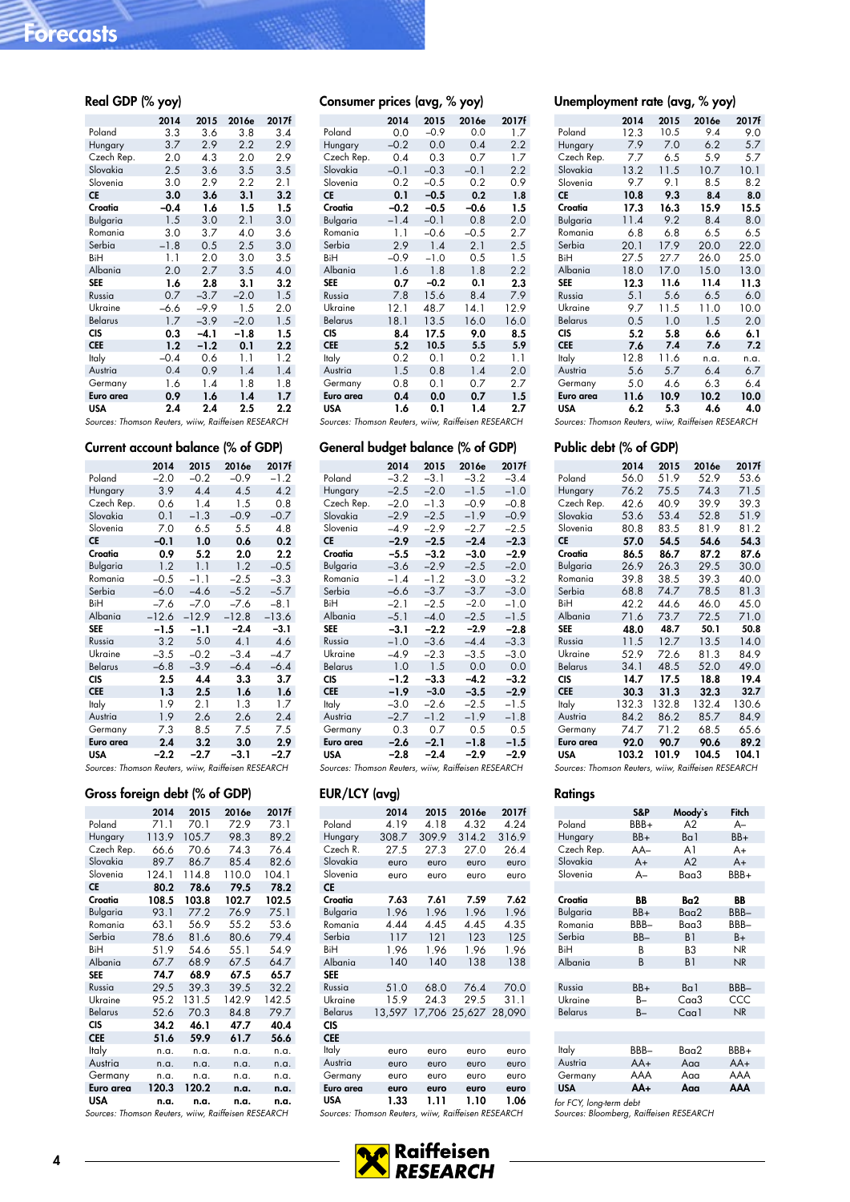# Forecasts

### Real GDP (% yoy)

| | 2014 | 2015 | 2016e | 2017f |
|---|---|---|---|---|
| Poland | 3.3 | 3.6 | 3.8 | 3.4 |
| Hungary | 3.7 | 2.9 | 2.2 | 2.9 |
| Czech Rep. | 2.0 | 4.3 | 2.0 | 2.9 |
| Slovakia | 2.5 | 3.6 | 3.5 | 3.5 |
| Slovenia | 3.0 | 2.9 | 2.2 | 2.1 |
| **CE** | **3.0** | **3.6** | **3.1** | **3.2** |
| **Croatia** | **−0.4** | **1.6** | **1.5** | **1.5** |
| Bulgaria | 1.5 | 3.0 | 2.1 | 3.0 |
| Romania | 3.0 | 3.7 | 4.0 | 3.6 |
| Serbia | −1.8 | 0.5 | 2.5 | 3.0 |
| BiH | 1.1 | 2.0 | 3.0 | 3.5 |
| Albania | 2.0 | 2.7 | 3.5 | 4.0 |
| **SEE** | **1.6** | **2.8** | **3.1** | **3.2** |
| Russia | 0.7 | −3.7 | −2.0 | 1.5 |
| Ukraine | −6.6 | −9.9 | 1.5 | 2.0 |
| Belarus | 1.7 | −3.9 | −2.0 | 1.5 |
| **CIS** | **0.3** | **−4.1** | **−1.8** | **1.5** |
| **CEE** | **1.2** | **−1.2** | **0.1** | **2.2** |
| Italy | −0.4 | 0.6 | 1.1 | 1.2 |
| Austria | 0.4 | 0.9 | 1.4 | 1.4 |
| Germany | 1.6 | 1.4 | 1.8 | 1.8 |
| **Euro area** | **0.9** | **1.6** | **1.4** | **1.7** |
| **USA** | **2.4** | **2.4** | **2.5** | **2.2** |

*Sources: Thomson Reuters, wiiw, Raiffeisen RESEARCH*

### Consumer prices (avg, % yoy)

| | 2014 | 2015 | 2016e | 2017f |
|---|---|---|---|---|
| Poland | 0.0 | −0.9 | 0.0 | 1.7 |
| Hungary | −0.2 | 0.0 | 0.4 | 2.2 |
| Czech Rep. | 0.4 | 0.3 | 0.7 | 1.7 |
| Slovakia | −0.1 | −0.3 | −0.1 | 2.2 |
| Slovenia | 0.2 | −0.5 | 0.2 | 0.9 |
| **CE** | **0.1** | **−0.5** | **0.2** | **1.8** |
| **Croatia** | **−0.2** | **−0.5** | **−0.6** | **1.5** |
| Bulgaria | −1.4 | −0.1 | 0.8 | 2.0 |
| Romania | 1.1 | −0.6 | −0.5 | 2.7 |
| Serbia | 2.9 | 1.4 | 2.1 | 2.5 |
| BiH | −0.9 | −1.0 | 0.5 | 1.5 |
| Albania | 1.6 | 1.8 | 1.8 | 2.2 |
| **SEE** | **0.7** | **−0.2** | **0.1** | **2.3** |
| Russia | 7.8 | 15.6 | 8.4 | 7.9 |
| Ukraine | 12.1 | 48.7 | 14.1 | 12.9 |
| Belarus | 18.1 | 13.5 | 16.0 | 16.0 |
| **CIS** | **8.4** | **17.5** | **9.0** | **8.5** |
| **CEE** | **5.2** | **10.5** | **5.5** | **5.9** |
| Italy | 0.2 | 0.1 | 0.2 | 1.1 |
| Austria | 1.5 | 0.8 | 1.4 | 2.0 |
| Germany | 0.8 | 0.1 | 0.7 | 2.7 |
| **Euro area** | **0.4** | **0.0** | **0.7** | **1.5** |
| **USA** | **1.6** | **0.1** | **1.4** | **2.7** |

*Sources: Thomson Reuters, wiiw, Raiffeisen RESEARCH*

### Unemployment rate (avg, % yoy)

| | 2014 | 2015 | 2016e | 2017f |
|---|---|---|---|---|
| Poland | 12.3 | 10.5 | 9.4 | 9.0 |
| Hungary | 7.9 | 7.0 | 6.2 | 5.7 |
| Czech Rep. | 7.7 | 6.5 | 5.9 | 5.7 |
| Slovakia | 13.2 | 11.5 | 10.7 | 10.1 |
| Slovenia | 9.7 | 9.1 | 8.5 | 8.2 |
| **CE** | **10.8** | **9.3** | **8.4** | **8.0** |
| **Croatia** | **17.3** | **16.3** | **15.9** | **15.5** |
| Bulgaria | 11.4 | 9.2 | 8.4 | 8.0 |
| Romania | 6.8 | 6.8 | 6.5 | 6.5 |
| Serbia | 20.1 | 17.9 | 20.0 | 22.0 |
| BiH | 27.5 | 27.7 | 26.0 | 25.0 |
| Albania | 18.0 | 17.0 | 15.0 | 13.0 |
| **SEE** | **12.3** | **11.6** | **11.4** | **11.3** |
| Russia | 5.1 | 5.6 | 6.5 | 6.0 |
| Ukraine | 9.7 | 11.5 | 11.0 | 10.0 |
| Belarus | 0.5 | 1.0 | 1.5 | 2.0 |
| **CIS** | **5.2** | **5.8** | **6.6** | **6.1** |
| **CEE** | **7.6** | **7.4** | **7.6** | **7.2** |
| Italy | 12.8 | 11.6 | n.a. | n.a. |
| Austria | 5.6 | 5.7 | 6.4 | 6.7 |
| Germany | 5.0 | 4.6 | 6.3 | 6.4 |
| **Euro area** | **11.6** | **10.9** | **10.2** | **10.0** |
| **USA** | **6.2** | **5.3** | **4.6** | **4.0** |

*Sources: Thomson Reuters, wiiw, Raiffeisen RESEARCH*

### Current account balance (% of GDP)

| | 2014 | 2015 | 2016e | 2017f |
|---|---|---|---|---|
| Poland | −2.0 | −0.2 | −0.9 | −1.2 |
| Hungary | 3.9 | 4.4 | 4.5 | 4.2 |
| Czech Rep. | 0.6 | 1.4 | 1.5 | 0.8 |
| Slovakia | 0.1 | −1.3 | −0.9 | −0.7 |
| Slovenia | 7.0 | 6.5 | 5.5 | 4.8 |
| **CE** | **−0.1** | **1.0** | **0.6** | **0.2** |
| **Croatia** | **0.9** | **5.2** | **2.0** | **2.2** |
| Bulgaria | 1.2 | 1.1 | 1.2 | −0.5 |
| Romania | −0.5 | −1.1 | −2.5 | −3.3 |
| Serbia | −6.0 | −4.6 | −5.2 | −5.7 |
| BiH | −7.6 | −7.0 | −7.6 | −8.1 |
| Albania | −12.6 | −12.9 | −12.8 | −13.6 |
| **SEE** | **−1.5** | **−1.1** | **−2.4** | **−3.1** |
| Russia | 3.2 | 5.0 | 4.1 | 4.6 |
| Ukraine | −3.5 | −0.2 | −3.4 | −4.7 |
| Belarus | −6.8 | −3.9 | −6.4 | −6.4 |
| **CIS** | **2.5** | **4.4** | **3.3** | **3.7** |
| **CEE** | **1.3** | **2.5** | **1.6** | **1.6** |
| Italy | 1.9 | 2.1 | 1.3 | 1.7 |
| Austria | 1.9 | 2.6 | 2.6 | 2.4 |
| Germany | 7.3 | 8.5 | 7.5 | 7.5 |
| **Euro area** | **2.4** | **3.2** | **3.0** | **2.9** |
| **USA** | **−2.2** | **−2.7** | **−3.1** | **−2.7** |

*Sources: Thomson Reuters, wiiw, Raiffeisen RESEARCH*

### General budget balance (% of GDP)

| | 2014 | 2015 | 2016e | 2017f |
|---|---|---|---|---|
| Poland | −3.2 | −3.1 | −3.2 | −3.4 |
| Hungary | −2.5 | −2.0 | −1.5 | −1.0 |
| Czech Rep. | −2.0 | −0.6 | −0.9 | −0.8 |
| Slovakia | −2.9 | −2.5 | −1.9 | −0.9 |
| Slovenia | −4.9 | −2.9 | −2.7 | −2.5 |
| **CE** | **−2.9** | **−2.5** | **−2.4** | **−2.3** |
| **Croatia** | **−5.5** | **−3.2** | **−3.0** | **−2.9** |
| Bulgaria | −3.6 | −2.9 | −2.5 | −2.0 |
| Romania | −1.4 | −1.2 | −3.0 | −3.2 |
| Serbia | −6.6 | −3.7 | −3.7 | −3.0 |
| BiH | −2.1 | −2.5 | −2.0 | −1.0 |
| Albania | −5.1 | −4.0 | −2.5 | −1.5 |
| **SEE** | **−3.1** | **−2.2** | **−2.9** | **−2.8** |
| Russia | −1.0 | −3.6 | −4.4 | −3.3 |
| Ukraine | −4.9 | −2.3 | −3.5 | −3.0 |
| Belarus | 1.0 | 1.5 | 0.0 | 0.0 |
| **CIS** | **−1.2** | **−3.3** | **−4.2** | **−3.2** |
| **CEE** | **−1.9** | **−3.0** | **−3.5** | **−2.9** |
| Italy | −3.0 | −2.6 | −2.5 | −1.5 |
| Austria | −2.7 | −1.2 | −1.9 | −1.8 |
| Germany | 0.3 | 0.7 | 0.5 | 0.5 |
| **Euro area** | **−2.6** | **−2.1** | **−1.8** | **−1.5** |
| **USA** | **−2.8** | **−2.4** | **−2.9** | **−2.9** |

*Sources: Thomson Reuters, wiiw, Raiffeisen RESEARCH*

### Public debt (% of GDP)

| | 2014 | 2015 | 2016e | 2017f |
|---|---|---|---|---|
| Poland | 56.0 | 51.9 | 52.9 | 53.6 |
| Hungary | 76.2 | 75.5 | 74.3 | 71.5 |
| Czech Rep. | 42.6 | 40.9 | 39.9 | 39.3 |
| Slovakia | 53.6 | 53.4 | 52.8 | 51.9 |
| Slovenia | 80.8 | 83.5 | 81.9 | 81.2 |
| **CE** | **57.0** | **54.5** | **54.6** | **54.3** |
| **Croatia** | **86.5** | **86.7** | **87.2** | **87.6** |
| Bulgaria | 26.9 | 26.3 | 29.5 | 30.0 |
| Romania | 39.8 | 38.5 | 39.3 | 40.0 |
| Serbia | 68.8 | 74.7 | 78.5 | 81.3 |
| BiH | 42.2 | 44.6 | 46.0 | 45.0 |
| Albania | 71.6 | 73.7 | 72.5 | 71.0 |
| **SEE** | **48.0** | **48.7** | **50.1** | **50.8** |
| Russia | 11.5 | 12.7 | 13.5 | 14.0 |
| Ukraine | 52.9 | 72.6 | 81.3 | 84.9 |
| Belarus | 34.1 | 48.5 | 52.0 | 49.0 |
| **CIS** | **14.7** | **17.5** | **18.8** | **19.4** |
| **CEE** | **30.3** | **31.3** | **32.3** | **32.7** |
| Italy | 132.3 | 132.7 | 132.4 | 130.6 |
| Austria | 84.2 | 86.2 | 85.7 | 84.9 |
| Germany | 74.7 | 71.2 | 68.5 | 65.6 |
| **Euro area** | **92.0** | **90.7** | **90.6** | **89.2** |
| **USA** | **103.2** | **101.9** | **104.5** | **104.1** |

*Sources: Thomson Reuters, wiiw, Raiffeisen RESEARCH*

### Gross foreign debt (% of GDP)

| | 2014 | 2015 | 2016e | 2017f |
|---|---|---|---|---|
| Poland | 71.1 | 70.1 | 72.9 | 73.1 |
| Hungary | 113.9 | 105.7 | 98.3 | 89.2 |
| Czech Rep. | 66.6 | 70.6 | 74.3 | 76.4 |
| Slovakia | 89.7 | 86.7 | 85.4 | 82.6 |
| Slovenia | 124.1 | 114.8 | 110.0 | 104.1 |
| **CE** | **80.2** | **78.6** | **79.5** | **78.2** |
| **Croatia** | **108.5** | **103.8** | **102.7** | **102.5** |
| Bulgaria | 93.1 | 77.2 | 76.9 | 75.1 |
| Romania | 63.1 | 56.9 | 55.2 | 53.6 |
| Serbia | 78.6 | 81.6 | 80.6 | 79.4 |
| BiH | 51.9 | 54.6 | 55.1 | 54.9 |
| Albania | 67.7 | 68.9 | 67.5 | 64.7 |
| **SEE** | **74.7** | **68.9** | **67.5** | **65.7** |
| Russia | 29.5 | 39.3 | 39.5 | 32.2 |
| Ukraine | 95.2 | 131.5 | 142.9 | 142.5 |
| Belarus | 52.6 | 70.3 | 84.8 | 79.7 |
| **CIS** | **34.2** | **46.1** | **47.7** | **40.4** |
| **CEE** | **51.6** | **59.9** | **61.7** | **56.6** |
| Italy | n.a. | n.a. | n.a. | n.a. |
| Austria | n.a. | n.a. | n.a. | n.a. |
| Germany | n.a. | n.a. | n.a. | n.a. |
| **Euro area** | **120.3** | **120.2** | **n.a.** | **n.a.** |
| **USA** | **n.a.** | **n.a.** | **n.a.** | **n.a.** |

*Sources: Thomson Reuters, wiiw, Raiffeisen RESEARCH*

### EUR/LCY (avg)

| | 2014 | 2015 | 2016e | 2017f |
|---|---|---|---|---|
| Poland | 4.19 | 4.18 | 4.32 | 4.24 |
| Hungary | 308.7 | 309.9 | 314.2 | 316.9 |
| Czech R. | 27.5 | 27.3 | 27.0 | 26.4 |
| Slovakia | euro | euro | euro | euro |
| Slovenia | euro | euro | euro | euro |
| **CE** | | | | |
| **Croatia** | **7.63** | **7.61** | **7.59** | **7.62** |
| Bulgaria | 1.96 | 1.96 | 1.96 | 1.96 |
| Romania | 4.44 | 4.45 | 4.45 | 4.35 |
| Serbia | 117 | 121 | 123 | 125 |
| BiH | 1.96 | 1.96 | 1.96 | 1.96 |
| Albania | 140 | 140 | 138 | 138 |
| **SEE** | | | | |
| Russia | 51.0 | 68.0 | 76.4 | 70.0 |
| Ukraine | 15.9 | 24.3 | 29.5 | 31.1 |
| Belarus | 13,597 | 17,706 | 25,627 | 28,090 |
| **CIS** | | | | |
| **CEE** | | | | |
| Italy | euro | euro | euro | euro |
| Austria | euro | euro | euro | euro |
| Germany | euro | euro | euro | euro |
| **Euro area** | **euro** | **euro** | **euro** | **euro** |
| **USA** | **1.33** | **1.11** | **1.10** | **1.06** |

*Sources: Thomson Reuters, wiiw, Raiffeisen RESEARCH*

### Ratings

| | S&P | Moody's | Fitch |
|---|---|---|---|
| Poland | BBB+ | A2 | A– |
| Hungary | BB+ | Ba1 | BB+ |
| Czech Rep. | AA– | A1 | A+ |
| Slovakia | A+ | A2 | A+ |
| Slovenia | A– | Baa3 | BBB+ |
| | | | |
| **Croatia** | **BB** | **Ba2** | **BB** |
| Bulgaria | BB+ | Baa2 | BBB– |
| Romania | BBB– | Baa3 | BBB– |
| Serbia | BB– | B1 | B+ |
| BiH | B | B3 | NR |
| Albania | B | B1 | NR |
| | | | |
| Russia | BB+ | Ba1 | BBB– |
| Ukraine | B– | Caa3 | CCC |
| Belarus | B– | Caa1 | NR |
| | | | |
| Italy | BBB– | Baa2 | BBB+ |
| Austria | AA+ | Aaa | AA+ |
| Germany | AAA | Aaa | AAA |
| **USA** | **AA+** | **Aaa** | **AAA** |

*for FCY, long-term debt*
*Sources: Bloomberg, Raiffeisen RESEARCH*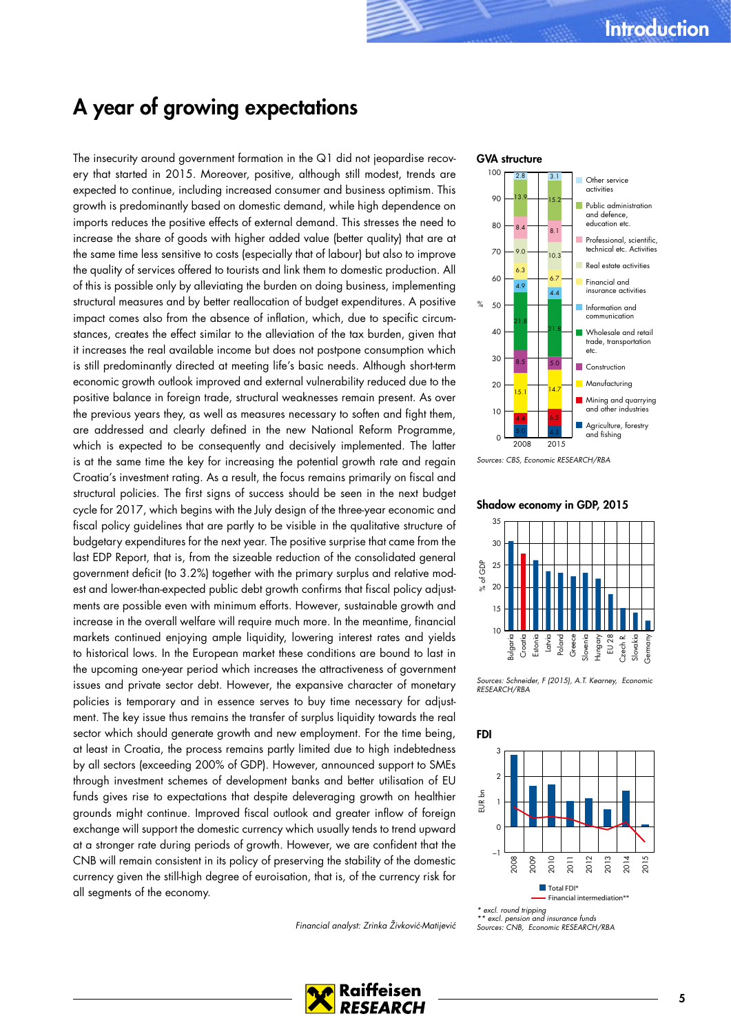# A year of growing expectations

The insecurity around government formation in the Q1 did not jeopardise recovery that started in 2015. Moreover, positive, although still modest, trends are expected to continue, including increased consumer and business optimism. This growth is predominantly based on domestic demand, while high dependence on imports reduces the positive effects of external demand. This stresses the need to increase the share of goods with higher added value (better quality) that are at the same time less sensitive to costs (especially that of labour) but also to improve the quality of services offered to tourists and link them to domestic production. All of this is possible only by alleviating the burden on doing business, implementing structural measures and by better reallocation of budget expenditures. A positive impact comes also from the absence of inflation, which, due to specific circumstances, creates the effect similar to the alleviation of the tax burden, given that it increases the real available income but does not postpone consumption which is still predominantly directed at meeting life's basic needs. Although short-term economic growth outlook improved and external vulnerability reduced due to the positive balance in foreign trade, structural weaknesses remain present. As over the previous years they, as well as measures necessary to soften and fight them, are addressed and clearly defined in the new National Reform Programme, which is expected to be consequently and decisively implemented. The latter is at the same time the key for increasing the potential growth rate and regain Croatia's investment rating. As a result, the focus remains primarily on fiscal and structural policies. The first signs of success should be seen in the next budget cycle for 2017, which begins with the July design of the three-year economic and fiscal policy guidelines that are partly to be visible in the qualitative structure of budgetary expenditures for the next year. The positive surprise that came from the last EDP Report, that is, from the sizeable reduction of the consolidated general government deficit (to 3.2%) together with the primary surplus and relative modest and lower-than-expected public debt growth confirms that fiscal policy adjustments are possible even with minimum efforts. However, sustainable growth and increase in the overall welfare will require much more. In the meantime, financial markets continued enjoying ample liquidity, lowering interest rates and yields to historical lows. In the European market these conditions are bound to last in the upcoming one-year period which increases the attractiveness of government issues and private sector debt. However, the expansive character of monetary policies is temporary and in essence serves to buy time necessary for adjustment. The key issue thus remains the transfer of surplus liquidity towards the real sector which should generate growth and new employment. For the time being, at least in Croatia, the process remains partly limited due to high indebtedness by all sectors (exceeding 200% of GDP). However, announced support to SMEs through investment schemes of development banks and better utilisation of EU funds gives rise to expectations that despite deleveraging growth on healthier grounds might continue. Improved fiscal outlook and greater inflow of foreign exchange will support the domestic currency which usually tends to trend upward at a stronger rate during periods of growth. However, we are confident that the CNB will remain consistent in its policy of preserving the stability of the domestic currency given the still-high degree of euroisation, that is, of the currency risk for all segments of the economy.

*Financial analyst: Zrinka Živković-Matijević*

**GVA structure**

| % | 2008 | 2015 |
|---|---|---|
| Other service activities | 2.8 | 3.1 |
| Public administration and defence, education etc. | 13.9 | 15.2 |
| Professional, scientific, technical etc. Activities | 8.4 | 8.1 |
| Real estate activities | 9.0 | 10.3 |
| Financial and insurance activities | 6.3 | 6.7 |
| Information and communication | 4.9 | 4.4 |
| Wholesale and retail trade, transportation etc. | 21.8 | 21.8 |
| Construction | 8.5 | 5.0 |
| Manufacturing | 15.1 | 14.7 |
| Mining and quarrying and other industries | 4.4 | 6.5 |
| Agriculture, forestry and fishing | 5.0 | 4.3 |

*Sources: CBS, Economic RESEARCH/RBA*

**Shadow economy in GDP, 2015**

(% of GDP; countries: Bulgaria, Croatia, Estonia, Latvia, Poland, Greece, Slovenia, Hungary, EU 28, Czech R, Slovakia, Germany)

*Sources: Schneider, F (2015), A.T. Kearney, Economic RESEARCH/RBA*

**FDI**

(EUR bn; 2008–2015; Total FDI*, Financial intermediation**)

\* excl. round tripping
\*\* excl. pension and insurance funds
*Sources: CNB, Economic RESEARCH/RBA*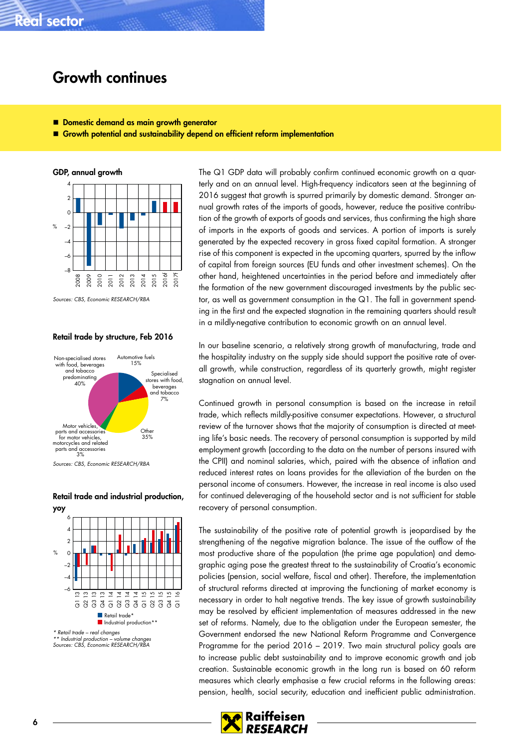# Growth continues

- **Domestic demand as main growth generator**
- **Growth potential and sustainability depend on efficient reform implementation**

**GDP, annual growth**

Sources: CBS, Economic RESEARCH/RBA

**Retail trade by structure, Feb 2016**

Non-specialised stores with food, beverages and tobacco predominating 40%
Automotive fuels 15%
Specialised stores with food, beverages and tobacco 7%
Other 35%
Motor vehicles, parts and accessories for motor vehicles, motorcycles and related parts and accessories 3%

Sources: CBS, Economic RESEARCH/RBA

**Retail trade and industrial production, yoy**

Retail trade*
Industrial production**

*\* Retail trade – real changes*
*\*\* Industrial production – volume changes*
*Sources: CBS, Economic RESEARCH/RBA*

The Q1 GDP data will probably confirm continued economic growth on a quarterly and on an annual level. High-frequency indicators seen at the beginning of 2016 suggest that growth is spurred primarily by domestic demand. Stronger annual growth rates of the imports of goods, however, reduce the positive contribution of the growth of exports of goods and services, thus confirming the high share of imports in the exports of goods and services. A portion of imports is surely generated by the expected recovery in gross fixed capital formation. A stronger rise of this component is expected in the upcoming quarters, spurred by the inflow of capital from foreign sources (EU funds and other investment schemes). On the other hand, heightened uncertainties in the period before and immediately after the formation of the new government discouraged investments by the public sector, as well as government consumption in the Q1. The fall in government spending in the first and the expected stagnation in the remaining quarters should result in a mildly-negative contribution to economic growth on an annual level.

In our baseline scenario, a relatively strong growth of manufacturing, trade and the hospitality industry on the supply side should support the positive rate of overall growth, while construction, regardless of its quarterly growth, might register stagnation on annual level.

Continued growth in personal consumption is based on the increase in retail trade, which reflects mildly-positive consumer expectations. However, a structural review of the turnover shows that the majority of consumption is directed at meeting life's basic needs. The recovery of personal consumption is supported by mild employment growth (according to the data on the number of persons insured with the CPII) and nominal salaries, which, paired with the absence of inflation and reduced interest rates on loans provides for the alleviation of the burden on the personal income of consumers. However, the increase in real income is also used for continued deleveraging of the household sector and is not sufficient for stable recovery of personal consumption.

The sustainability of the positive rate of potential growth is jeopardised by the strengthening of the negative migration balance. The issue of the outflow of the most productive share of the population (the prime age population) and demographic aging pose the greatest threat to the sustainability of Croatia's economic policies (pension, social welfare, fiscal and other). Therefore, the implementation of structural reforms directed at improving the functioning of market economy is necessary in order to halt negative trends. The key issue of growth sustainability may be resolved by efficient implementation of measures addressed in the new set of reforms. Namely, due to the obligation under the European semester, the Government endorsed the new National Reform Programme and Convergence Programme for the period 2016 – 2019. Two main structural policy goals are to increase public debt sustainability and to improve economic growth and job creation. Sustainable economic growth in the long run is based on 60 reform measures which clearly emphasise a few crucial reforms in the following areas: pension, health, social security, education and inefficient public administration.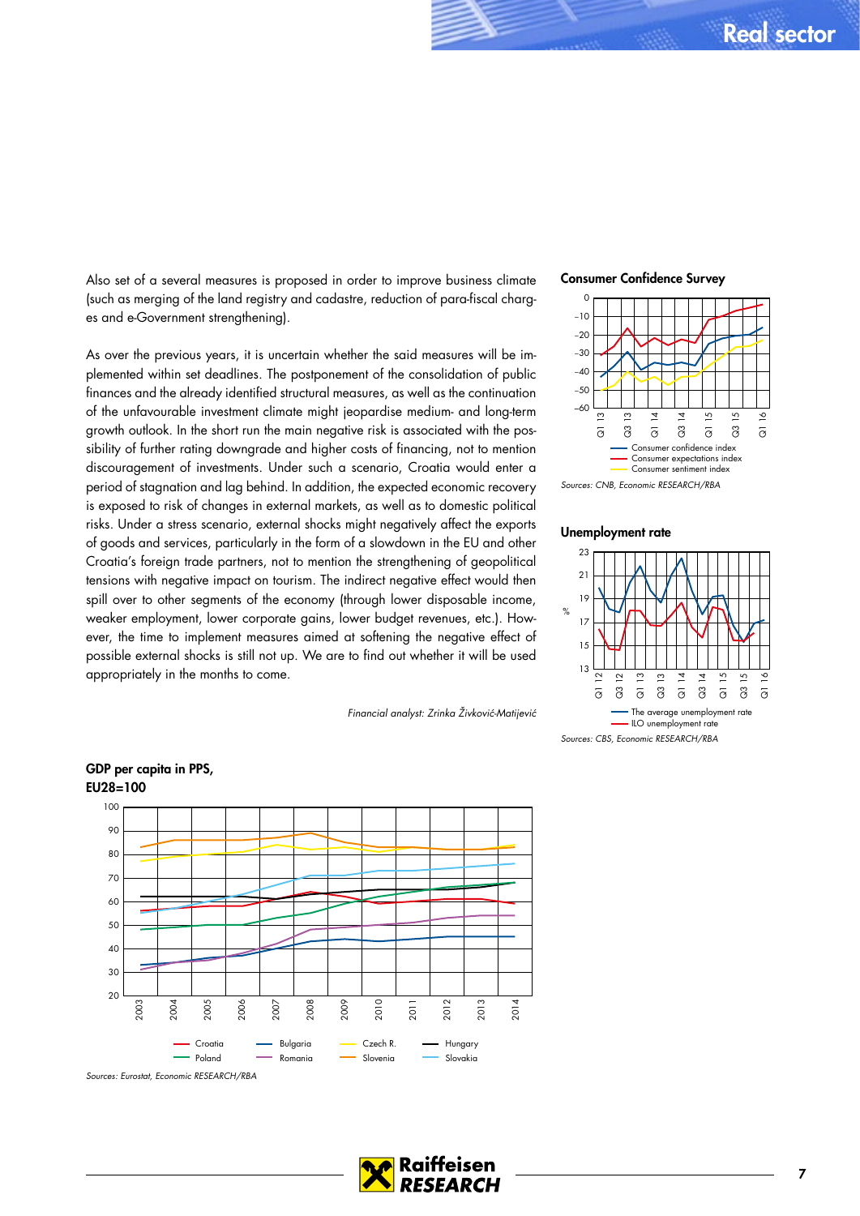Also set of a several measures is proposed in order to improve business climate (such as merging of the land registry and cadastre, reduction of para-fiscal charges and e-Government strengthening).

As over the previous years, it is uncertain whether the said measures will be implemented within set deadlines. The postponement of the consolidation of public finances and the already identified structural measures, as well as the continuation of the unfavourable investment climate might jeopardise medium- and long-term growth outlook. In the short run the main negative risk is associated with the possibility of further rating downgrade and higher costs of financing, not to mention discouragement of investments. Under such a scenario, Croatia would enter a period of stagnation and lag behind. In addition, the expected economic recovery is exposed to risk of changes in external markets, as well as to domestic political risks. Under a stress scenario, external shocks might negatively affect the exports of goods and services, particularly in the form of a slowdown in the EU and other Croatia's foreign trade partners, not to mention the strengthening of geopolitical tensions with negative impact on tourism. The indirect negative effect would then spill over to other segments of the economy (through lower disposable income, weaker employment, lower corporate gains, lower budget revenues, etc.). However, the time to implement measures aimed at softening the negative effect of possible external shocks is still not up. We are to find out whether it will be used appropriately in the months to come.

*Financial analyst: Zrinka Živković-Matijević*

**Consumer Confidence Survey**

Consumer confidence index, Consumer expectations index, Consumer sentiment index

*Sources: CNB, Economic RESEARCH/RBA*

**Unemployment rate**

The average unemployment rate, ILO unemployment rate

*Sources: CBS, Economic RESEARCH/RBA*

**GDP per capita in PPS, EU28=100**

Croatia, Bulgaria, Czech R., Hungary, Poland, Romania, Slovenia, Slovakia

*Sources: Eurostat, Economic RESEARCH/RBA*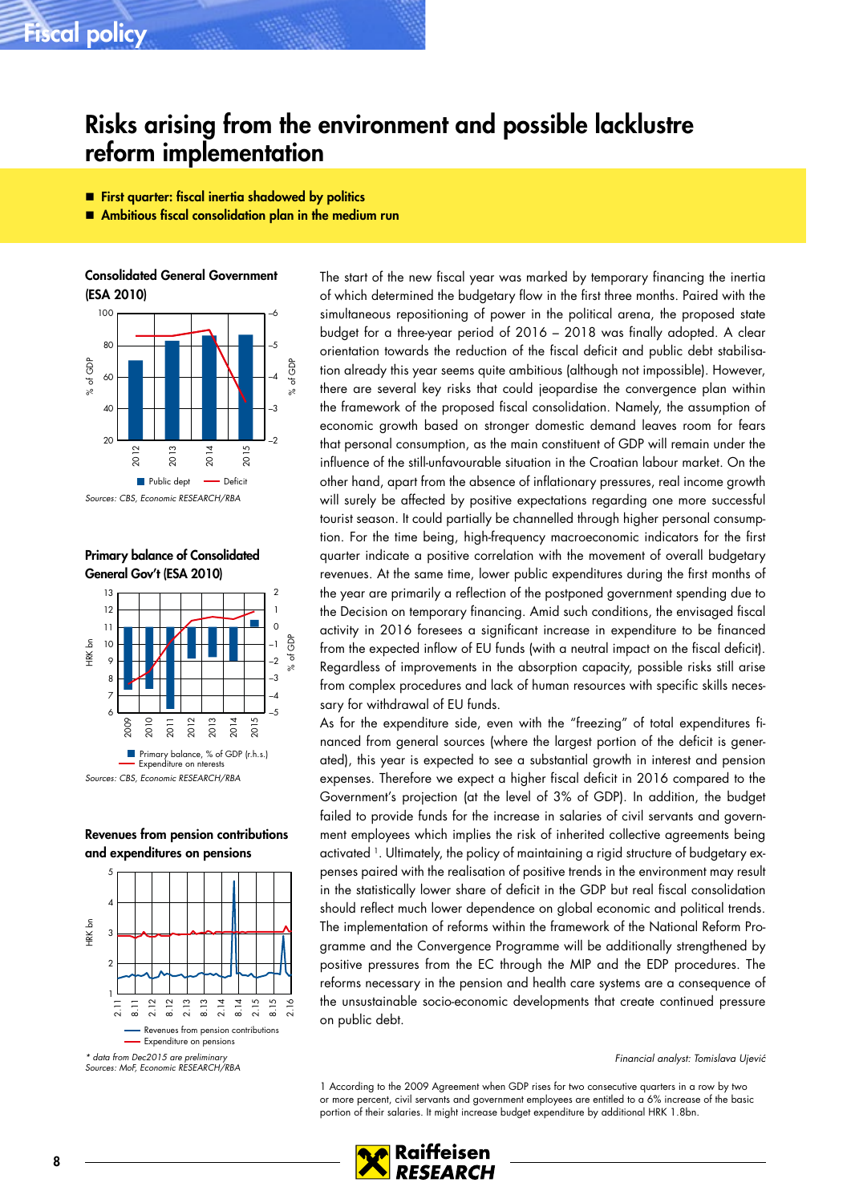# Risks arising from the environment and possible lacklustre reform implementation

- **First quarter: fiscal inertia shadowed by politics**
- **Ambitious fiscal consolidation plan in the medium run**

**Consolidated General Government (ESA 2010)**

Sources: CBS, Economic RESEARCH/RBA

**Primary balance of Consolidated General Gov't (ESA 2010)**

Sources: CBS, Economic RESEARCH/RBA

**Revenues from pension contributions and expenditures on pensions**

\* data from Dec2015 are preliminary
Sources: MoF, Economic RESEARCH/RBA

The start of the new fiscal year was marked by temporary financing the inertia of which determined the budgetary flow in the first three months. Paired with the simultaneous repositioning of power in the political arena, the proposed state budget for a three-year period of 2016 – 2018 was finally adopted. A clear orientation towards the reduction of the fiscal deficit and public debt stabilisation already this year seems quite ambitious (although not impossible). However, there are several key risks that could jeopardise the convergence plan within the framework of the proposed fiscal consolidation. Namely, the assumption of economic growth based on stronger domestic demand leaves room for fears that personal consumption, as the main constituent of GDP will remain under the influence of the still-unfavourable situation in the Croatian labour market. On the other hand, apart from the absence of inflationary pressures, real income growth will surely be affected by positive expectations regarding one more successful tourist season. It could partially be channelled through higher personal consumption. For the time being, high-frequency macroeconomic indicators for the first quarter indicate a positive correlation with the movement of overall budgetary revenues. At the same time, lower public expenditures during the first months of the year are primarily a reflection of the postponed government spending due to the Decision on temporary financing. Amid such conditions, the envisaged fiscal activity in 2016 foresees a significant increase in expenditure to be financed from the expected inflow of EU funds (with a neutral impact on the fiscal deficit). Regardless of improvements in the absorption capacity, possible risks still arise from complex procedures and lack of human resources with specific skills necessary for withdrawal of EU funds.

As for the expenditure side, even with the "freezing" of total expenditures financed from general sources (where the largest portion of the deficit is generated), this year is expected to see a substantial growth in interest and pension expenses. Therefore we expect a higher fiscal deficit in 2016 compared to the Government's projection (at the level of 3% of GDP). In addition, the budget failed to provide funds for the increase in salaries of civil servants and government employees which implies the risk of inherited collective agreements being activated [1]. Ultimately, the policy of maintaining a rigid structure of budgetary expenses paired with the realisation of positive trends in the environment may result in the statistically lower share of deficit in the GDP but real fiscal consolidation should reflect much lower dependence on global economic and political trends. The implementation of reforms within the framework of the National Reform Programme and the Convergence Programme will be additionally strengthened by positive pressures from the EC through the MIP and the EDP procedures. The reforms necessary in the pension and health care systems are a consequence of the unsustainable socio-economic developments that create continued pressure on public debt.

*Financial analyst: Tomislava Ujević*

1 According to the 2009 Agreement when GDP rises for two consecutive quarters in a row by two or more percent, civil servants and government employees are entitled to a 6% increase of the basic portion of their salaries. It might increase budget expenditure by additional HRK 1.8bn.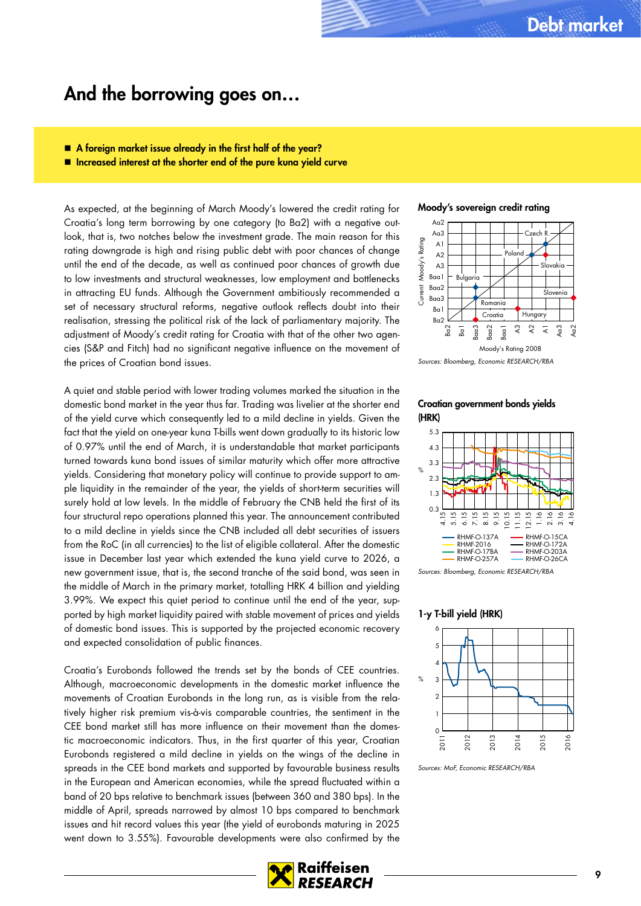# And the borrowing goes on...

- **A foreign market issue already in the first half of the year?**
- **Increased interest at the shorter end of the pure kuna yield curve**

As expected, at the beginning of March Moody's lowered the credit rating for Croatia's long term borrowing by one category (to Ba2) with a negative outlook, that is, two notches below the investment grade. The main reason for this rating downgrade is high and rising public debt with poor chances of change until the end of the decade, as well as continued poor chances of growth due to low investments and structural weaknesses, low employment and bottlenecks in attracting EU funds. Although the Government ambitiously recommended a set of necessary structural reforms, negative outlook reflects doubt into their realisation, stressing the political risk of the lack of parliamentary majority. The adjustment of Moody's credit rating for Croatia with that of the other two agencies (S&P and Fitch) had no significant negative influence on the movement of the prices of Croatian bond issues.

A quiet and stable period with lower trading volumes marked the situation in the domestic bond market in the year thus far. Trading was livelier at the shorter end of the yield curve which consequently led to a mild decline in yields. Given the fact that the yield on one-year kuna T-bills went down gradually to its historic low of 0.97% until the end of March, it is understandable that market participants turned towards kuna bond issues of similar maturity which offer more attractive yields. Considering that monetary policy will continue to provide support to ample liquidity in the remainder of the year, the yields of short-term securities will surely hold at low levels. In the middle of February the CNB held the first of its four structural repo operations planned this year. The announcement contributed to a mild decline in yields since the CNB included all debt securities of issuers from the RoC (in all currencies) to the list of eligible collateral. After the domestic issue in December last year which extended the kuna yield curve to 2026, a new government issue, that is, the second tranche of the said bond, was seen in the middle of March in the primary market, totalling HRK 4 billion and yielding 3.99%. We expect this quiet period to continue until the end of the year, supported by high market liquidity paired with stable movement of prices and yields of domestic bond issues. This is supported by the projected economic recovery and expected consolidation of public finances.

Croatia's Eurobonds followed the trends set by the bonds of CEE countries. Although, macroeconomic developments in the domestic market influence the movements of Croatian Eurobonds in the long run, as is visible from the relatively higher risk premium vis-à-vis comparable countries, the sentiment in the CEE bond market still has more influence on their movement than the domestic macroeconomic indicators. Thus, in the first quarter of this year, Croatian Eurobonds registered a mild decline in yields on the wings of the decline in spreads in the CEE bond markets and supported by favourable business results in the European and American economies, while the spread fluctuated within a band of 20 bps relative to benchmark issues (between 360 and 380 bps). In the middle of April, spreads narrowed by almost 10 bps compared to benchmark issues and hit record values this year (the yield of eurobonds maturing in 2025 went down to 3.55%). Favourable developments were also confirmed by the

**Moody's sovereign credit rating**

*Sources: Bloomberg, Economic RESEARCH/RBA*

**Croatian government bonds yields (HRK)**

*Sources: Bloomberg, Economic RESEARCH/RBA*

**1-y T-bill yield (HRK)**

*Sources: MoF, Economic RESEARCH/RBA*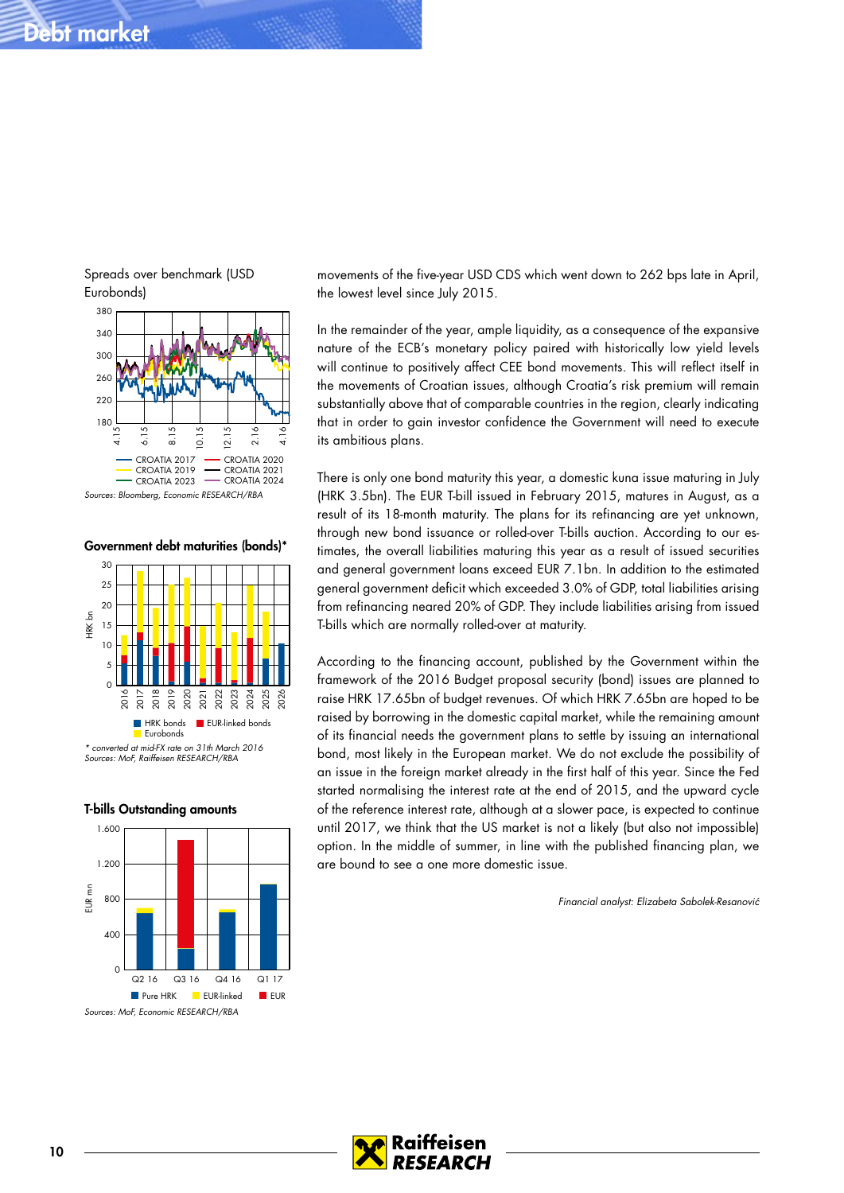# Debt market

Spreads over benchmark (USD Eurobonds)

CROATIA 2017, CROATIA 2020, CROATIA 2019, CROATIA 2021, CROATIA 2023, CROATIA 2024

*Sources: Bloomberg, Economic RESEARCH/RBA*

**Government debt maturities (bonds)***

HRK bonds, EUR-linked bonds, Eurobonds

*\* converted at mid-FX rate on 31th March 2016*
*Sources: MoF, Raiffeisen RESEARCH/RBA*

**T-bills Outstanding amounts**

Pure HRK, EUR-linked, EUR

*Sources: MoF, Economic RESEARCH/RBA*

movements of the five-year USD CDS which went down to 262 bps late in April, the lowest level since July 2015.

In the remainder of the year, ample liquidity, as a consequence of the expansive nature of the ECB's monetary policy paired with historically low yield levels will continue to positively affect CEE bond movements. This will reflect itself in the movements of Croatian issues, although Croatia's risk premium will remain substantially above that of comparable countries in the region, clearly indicating that in order to gain investor confidence the Government will need to execute its ambitious plans.

There is only one bond maturity this year, a domestic kuna issue maturing in July (HRK 3.5bn). The EUR T-bill issued in February 2015, matures in August, as a result of its 18-month maturity. The plans for its refinancing are yet unknown, through new bond issuance or rolled-over T-bills auction. According to our estimates, the overall liabilities maturing this year as a result of issued securities and general government loans exceed EUR 7.1bn. In addition to the estimated general government deficit which exceeded 3.0% of GDP, total liabilities arising from refinancing neared 20% of GDP. They include liabilities arising from issued T-bills which are normally rolled-over at maturity.

According to the financing account, published by the Government within the framework of the 2016 Budget proposal security (bond) issues are planned to raise HRK 17.65bn of budget revenues. Of which HRK 7.65bn are hoped to be raised by borrowing in the domestic capital market, while the remaining amount of its financial needs the government plans to settle by issuing an international bond, most likely in the European market. We do not exclude the possibility of an issue in the foreign market already in the first half of this year. Since the Fed started normalising the interest rate at the end of 2015, and the upward cycle of the reference interest rate, although at a slower pace, is expected to continue until 2017, we think that the US market is not a likely (but also not impossible) option. In the middle of summer, in line with the published financing plan, we are bound to see a one more domestic issue.

*Financial analyst: Elizabeta Sabolek-Resanović*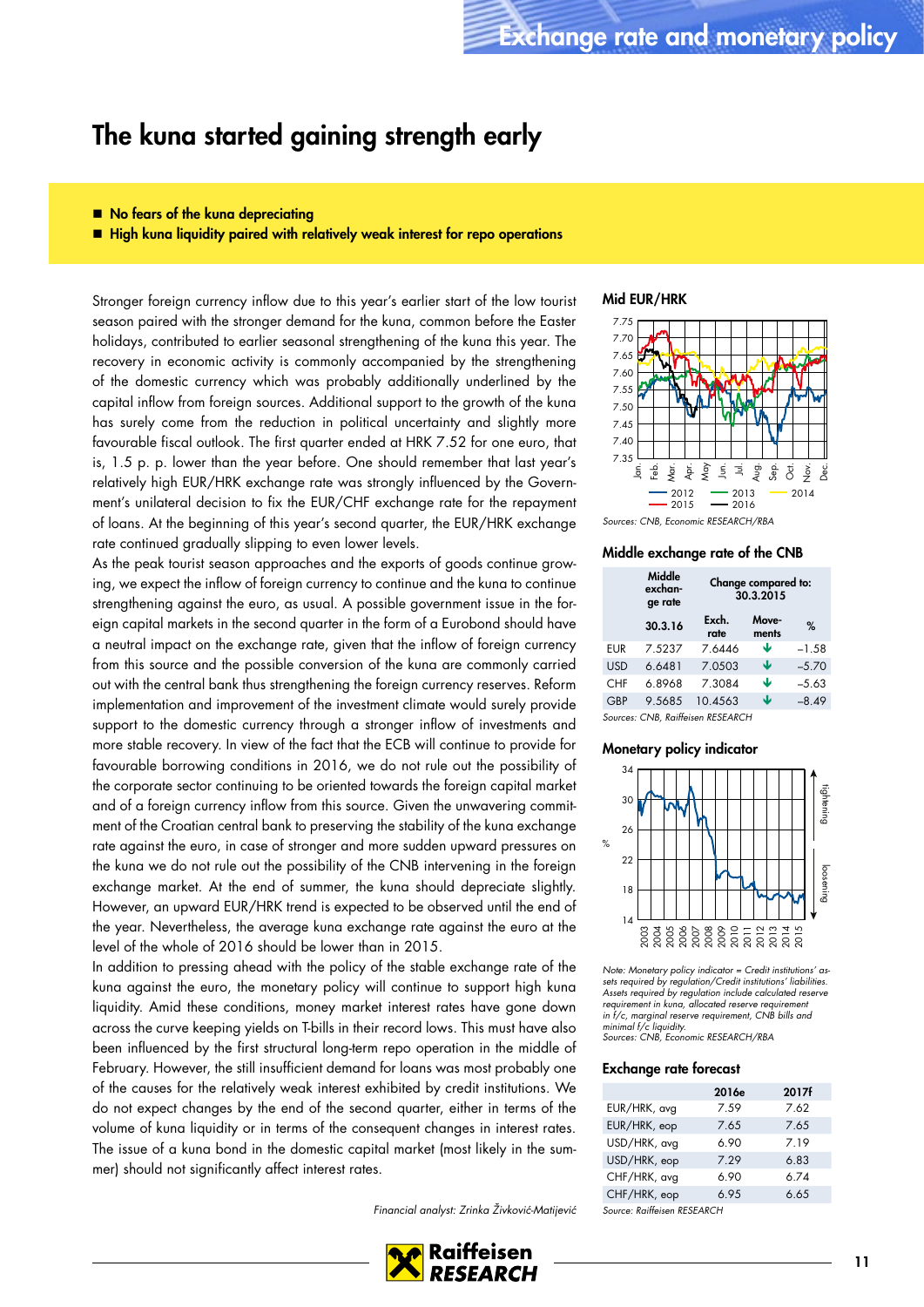# The kuna started gaining strength early

- **No fears of the kuna depreciating**
- **High kuna liquidity paired with relatively weak interest for repo operations**

Stronger foreign currency inflow due to this year's earlier start of the low tourist season paired with the stronger demand for the kuna, common before the Easter holidays, contributed to earlier seasonal strengthening of the kuna this year. The recovery in economic activity is commonly accompanied by the strengthening of the domestic currency which was probably additionally underlined by the capital inflow from foreign sources. Additional support to the growth of the kuna has surely come from the reduction in political uncertainty and slightly more favourable fiscal outlook. The first quarter ended at HRK 7.52 for one euro, that is, 1.5 p. p. lower than the year before. One should remember that last year's relatively high EUR/HRK exchange rate was strongly influenced by the Government's unilateral decision to fix the EUR/CHF exchange rate for the repayment of loans. At the beginning of this year's second quarter, the EUR/HRK exchange rate continued gradually slipping to even lower levels.

As the peak tourist season approaches and the exports of goods continue growing, we expect the inflow of foreign currency to continue and the kuna to continue strengthening against the euro, as usual. A possible government issue in the foreign capital markets in the second quarter in the form of a Eurobond should have a neutral impact on the exchange rate, given that the inflow of foreign currency from this source and the possible conversion of the kuna are commonly carried out with the central bank thus strengthening the foreign currency reserves. Reform implementation and improvement of the investment climate would surely provide support to the domestic currency through a stronger inflow of investments and more stable recovery. In view of the fact that the ECB will continue to provide for favourable borrowing conditions in 2016, we do not rule out the possibility of the corporate sector continuing to be oriented towards the foreign capital market and of a foreign currency inflow from this source. Given the unwavering commitment of the Croatian central bank to preserving the stability of the kuna exchange rate against the euro, in case of stronger and more sudden upward pressures on the kuna we do not rule out the possibility of the CNB intervening in the foreign exchange market. At the end of summer, the kuna should depreciate slightly. However, an upward EUR/HRK trend is expected to be observed until the end of the year. Nevertheless, the average kuna exchange rate against the euro at the level of the whole of 2016 should be lower than in 2015.

In addition to pressing ahead with the policy of the stable exchange rate of the kuna against the euro, the monetary policy will continue to support high kuna liquidity. Amid these conditions, money market interest rates have gone down across the curve keeping yields on T-bills in their record lows. This must have also been influenced by the first structural long-term repo operation in the middle of February. However, the still insufficient demand for loans was most probably one of the causes for the relatively weak interest exhibited by credit institutions. We do not expect changes by the end of the second quarter, either in terms of the volume of kuna liquidity or in terms of the consequent changes in interest rates. The issue of a kuna bond in the domestic capital market (most likely in the summer) should not significantly affect interest rates.

*Financial analyst: Zrinka Živković-Matijević*

**Mid EUR/HRK**

*Sources: CNB, Economic RESEARCH/RBA*

**Middle exchange rate of the CNB**

| | Middle exchange rate | Change compared to: 30.3.2015 | | |
|---|---|---|---|---|
| | 30.3.16 | Exch. rate | Movements | % |
| EUR | 7.5237 | 7.6446 | ↓ | –1.58 |
| USD | 6.6481 | 7.0503 | ↓ | –5.70 |
| CHF | 6.8968 | 7.3084 | ↓ | –5.63 |
| GBP | 9.5685 | 10.4563 | ↓ | –8.49 |

*Sources: CNB, Raiffeisen RESEARCH*

**Monetary policy indicator**

*Note: Monetary policy indicator = Credit institutions' assets required by regulation/Credit institutions' liabilities. Assets required by regulation include calculated reserve requirement in kuna, allocated reserve requirement in f/c, marginal reserve requirement, CNB bills and minimal f/c liquidity.*
*Sources: CNB, Economic RESEARCH/RBA*

**Exchange rate forecast**

| | 2016e | 2017f |
|---|---|---|
| EUR/HRK, avg | 7.59 | 7.62 |
| EUR/HRK, eop | 7.65 | 7.65 |
| USD/HRK, avg | 6.90 | 7.19 |
| USD/HRK, eop | 7.29 | 6.83 |
| CHF/HRK, avg | 6.90 | 6.74 |
| CHF/HRK, eop | 6.95 | 6.65 |

*Source: Raiffeisen RESEARCH*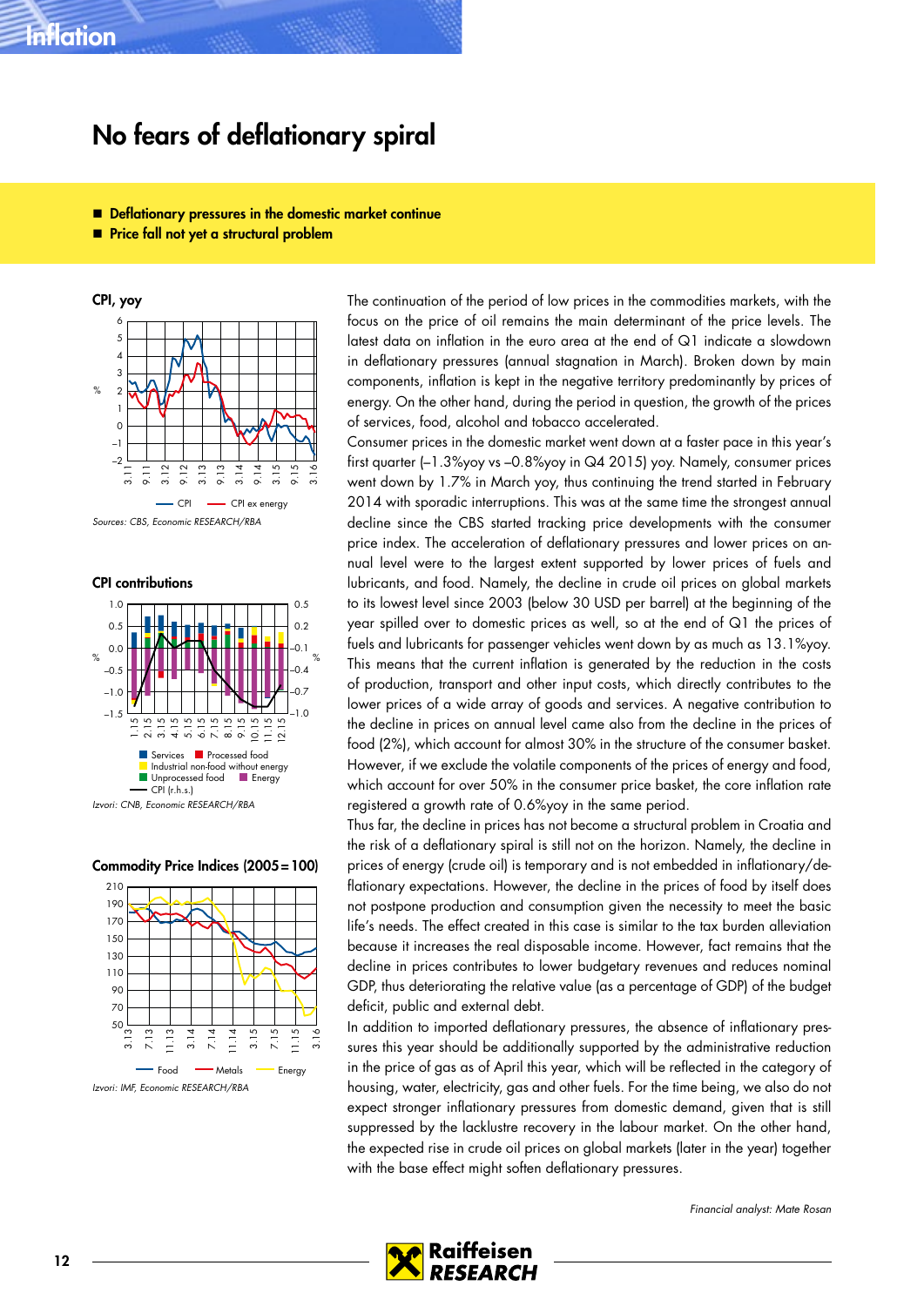# No fears of deflationary spiral

- **Deflationary pressures in the domestic market continue**
- **Price fall not yet a structural problem**

**CPI, yoy**

Sources: CBS, Economic RESEARCH/RBA

**CPI contributions**

Izvori: CNB, Economic RESEARCH/RBA

**Commodity Price Indices (2005 = 100)**

Izvori: IMF, Economic RESEARCH/RBA

The continuation of the period of low prices in the commodities markets, with the focus on the price of oil remains the main determinant of the price levels. The latest data on inflation in the euro area at the end of Q1 indicate a slowdown in deflationary pressures (annual stagnation in March). Broken down by main components, inflation is kept in the negative territory predominantly by prices of energy. On the other hand, during the period in question, the growth of the prices of services, food, alcohol and tobacco accelerated.

Consumer prices in the domestic market went down at a faster pace in this year's first quarter (–1.3%yoy vs –0.8%yoy in Q4 2015) yoy. Namely, consumer prices went down by 1.7% in March yoy, thus continuing the trend started in February 2014 with sporadic interruptions. This was at the same time the strongest annual decline since the CBS started tracking price developments with the consumer price index. The acceleration of deflationary pressures and lower prices on annual level were to the largest extent supported by lower prices of fuels and lubricants, and food. Namely, the decline in crude oil prices on global markets to its lowest level since 2003 (below 30 USD per barrel) at the beginning of the year spilled over to domestic prices as well, so at the end of Q1 the prices of fuels and lubricants for passenger vehicles went down by as much as 13.1%yoy. This means that the current inflation is generated by the reduction in the costs of production, transport and other input costs, which directly contributes to the lower prices of a wide array of goods and services. A negative contribution to the decline in prices on annual level came also from the decline in the prices of food (2%), which account for almost 30% in the structure of the consumer basket. However, if we exclude the volatile components of the prices of energy and food, which account for over 50% in the consumer price basket, the core inflation rate registered a growth rate of 0.6%yoy in the same period.

Thus far, the decline in prices has not become a structural problem in Croatia and the risk of a deflationary spiral is still not on the horizon. Namely, the decline in prices of energy (crude oil) is temporary and is not embedded in inflationary/deflationary expectations. However, the decline in the prices of food by itself does not postpone production and consumption given the necessity to meet the basic life's needs. The effect created in this case is similar to the tax burden alleviation because it increases the real disposable income. However, fact remains that the decline in prices contributes to lower budgetary revenues and reduces nominal GDP, thus deteriorating the relative value (as a percentage of GDP) of the budget deficit, public and external debt.

In addition to imported deflationary pressures, the absence of inflationary pressures this year should be additionally supported by the administrative reduction in the price of gas as of April this year, which will be reflected in the category of housing, water, electricity, gas and other fuels. For the time being, we also do not expect stronger inflationary pressures from domestic demand, given that is still suppressed by the lacklustre recovery in the labour market. On the other hand, the expected rise in crude oil prices on global markets (later in the year) together with the base effect might soften deflationary pressures.

*Financial analyst: Mate Rosan*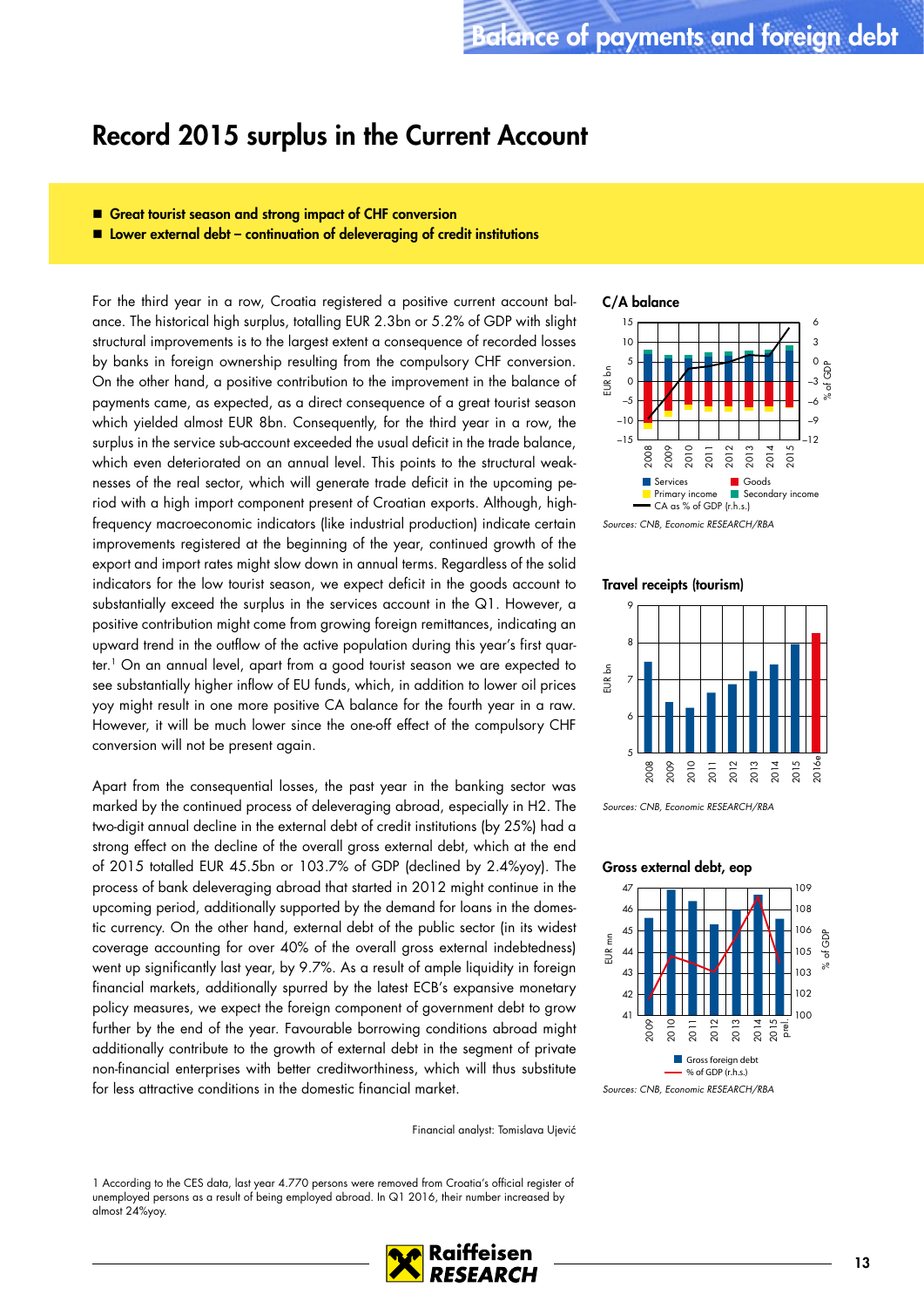# Record 2015 surplus in the Current Account

- **Great tourist season and strong impact of CHF conversion**
- **Lower external debt – continuation of deleveraging of credit institutions**

For the third year in a row, Croatia registered a positive current account balance. The historical high surplus, totalling EUR 2.3bn or 5.2% of GDP with slight structural improvements is to the largest extent a consequence of recorded losses by banks in foreign ownership resulting from the compulsory CHF conversion. On the other hand, a positive contribution to the improvement in the balance of payments came, as expected, as a direct consequence of a great tourist season which yielded almost EUR 8bn. Consequently, for the third year in a row, the surplus in the service sub-account exceeded the usual deficit in the trade balance, which even deteriorated on an annual level. This points to the structural weaknesses of the real sector, which will generate trade deficit in the upcoming period with a high import component present of Croatian exports. Although, high-frequency macroeconomic indicators (like industrial production) indicate certain improvements registered at the beginning of the year, continued growth of the export and import rates might slow down in annual terms. Regardless of the solid indicators for the low tourist season, we expect deficit in the goods account to substantially exceed the surplus in the services account in the Q1. However, a positive contribution might come from growing foreign remittances, indicating an upward trend in the outflow of the active population during this year's first quarter.[1] On an annual level, apart from a good tourist season we are expected to see substantially higher inflow of EU funds, which, in addition to lower oil prices yoy might result in one more positive CA balance for the fourth year in a raw. However, it will be much lower since the one-off effect of the compulsory CHF conversion will not be present again.

Apart from the consequential losses, the past year in the banking sector was marked by the continued process of deleveraging abroad, especially in H2. The two-digit annual decline in the external debt of credit institutions (by 25%) had a strong effect on the decline of the overall gross external debt, which at the end of 2015 totalled EUR 45.5bn or 103.7% of GDP (declined by 2.4%yoy). The process of bank deleveraging abroad that started in 2012 might continue in the upcoming period, additionally supported by the demand for loans in the domestic currency. On the other hand, external debt of the public sector (in its widest coverage accounting for over 40% of the overall gross external indebtedness) went up significantly last year, by 9.7%. As a result of ample liquidity in foreign financial markets, additionally spurred by the latest ECB's expansive monetary policy measures, we expect the foreign component of government debt to grow further by the end of the year. Favourable borrowing conditions abroad might additionally contribute to the growth of external debt in the segment of private non-financial enterprises with better creditworthiness, which will thus substitute for less attractive conditions in the domestic financial market.

Financial analyst: Tomislava Ujević

**C/A balance**

Sources: CNB, Economic RESEARCH/RBA

**Travel receipts (tourism)**

Sources: CNB, Economic RESEARCH/RBA

**Gross external debt, eop**

Sources: CNB, Economic RESEARCH/RBA

1 According to the CES data, last year 4.770 persons were removed from Croatia's official register of unemployed persons as a result of being employed abroad. In Q1 2016, their number increased by almost 24%yoy.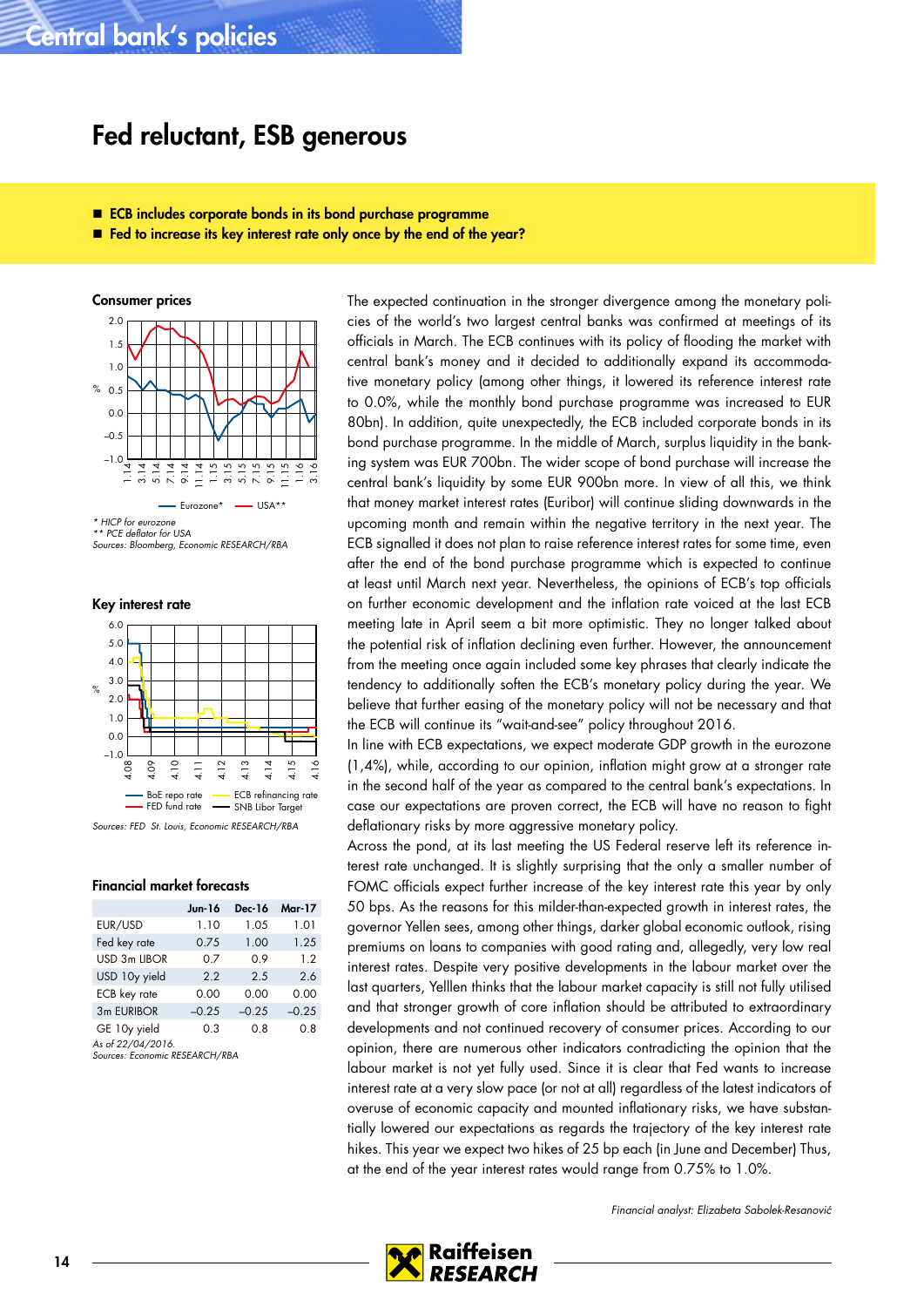# Fed reluctant, ESB generous

- ECB includes corporate bonds in its bond purchase programme
- Fed to increase its key interest rate only once by the end of the year?

**Consumer prices**

* HICP for eurozone
** PCE deflator for USA
Sources: Bloomberg, Economic RESEARCH/RBA

**Key interest rate**

Sources: FED St. Louis, Economic RESEARCH/RBA

**Financial market forecasts**

| | Jun-16 | Dec-16 | Mar-17 |
|---|---|---|---|
| EUR/USD | 1.10 | 1.05 | 1.01 |
| Fed key rate | 0.75 | 1.00 | 1.25 |
| USD 3m LIBOR | 0.7 | 0.9 | 1.2 |
| USD 10y yield | 2.2 | 2.5 | 2.6 |
| ECB key rate | 0.00 | 0.00 | 0.00 |
| 3m EURIBOR | −0.25 | −0.25 | −0.25 |
| GE 10y yield | 0.3 | 0.8 | 0.8 |

As of 22/04/2016.
Sources: Economic RESEARCH/RBA

The expected continuation in the stronger divergence among the monetary policies of the world's two largest central banks was confirmed at meetings of its officials in March. The ECB continues with its policy of flooding the market with central bank's money and it decided to additionally expand its accommodative monetary policy (among other things, it lowered its reference interest rate to 0.0%, while the monthly bond purchase programme was increased to EUR 80bn). In addition, quite unexpectedly, the ECB included corporate bonds in its bond purchase programme. In the middle of March, surplus liquidity in the banking system was EUR 700bn. The wider scope of bond purchase will increase the central bank's liquidity by some EUR 900bn more. In view of all this, we think that money market interest rates (Euribor) will continue sliding downwards in the upcoming month and remain within the negative territory in the next year. The ECB signalled it does not plan to raise reference interest rates for some time, even after the end of the bond purchase programme which is expected to continue at least until March next year. Nevertheless, the opinions of ECB's top officials on further economic development and the inflation rate voiced at the last ECB meeting late in April seem a bit more optimistic. They no longer talked about the potential risk of inflation declining even further. However, the announcement from the meeting once again included some key phrases that clearly indicate the tendency to additionally soften the ECB's monetary policy during the year. We believe that further easing of the monetary policy will not be necessary and that the ECB will continue its "wait-and-see" policy throughout 2016.

In line with ECB expectations, we expect moderate GDP growth in the eurozone (1,4%), while, according to our opinion, inflation might grow at a stronger rate in the second half of the year as compared to the central bank's expectations. In case our expectations are proven correct, the ECB will have no reason to fight deflationary risks by more aggressive monetary policy.

Across the pond, at its last meeting the US Federal reserve left its reference interest rate unchanged. It is slightly surprising that the only a smaller number of FOMC officials expect further increase of the key interest rate this year by only 50 bps. As the reasons for this milder-than-expected growth in interest rates, the governor Yellen sees, among other things, darker global economic outlook, rising premiums on loans to companies with good rating and, allegedly, very low real interest rates. Despite very positive developments in the labour market over the last quarters, Yelllen thinks that the labour market capacity is still not fully utilised and that stronger growth of core inflation should be attributed to extraordinary developments and not continued recovery of consumer prices. According to our opinion, there are numerous other indicators contradicting the opinion that the labour market is not yet fully used. Since it is clear that Fed wants to increase interest rate at a very slow pace (or not at all) regardless of the latest indicators of overuse of economic capacity and mounted inflationary risks, we have substantially lowered our expectations as regards the trajectory of the key interest rate hikes. This year we expect two hikes of 25 bp each (in June and December) Thus, at the end of the year interest rates would range from 0.75% to 1.0%.

*Financial analyst: Elizabeta Sabolek-Resanović*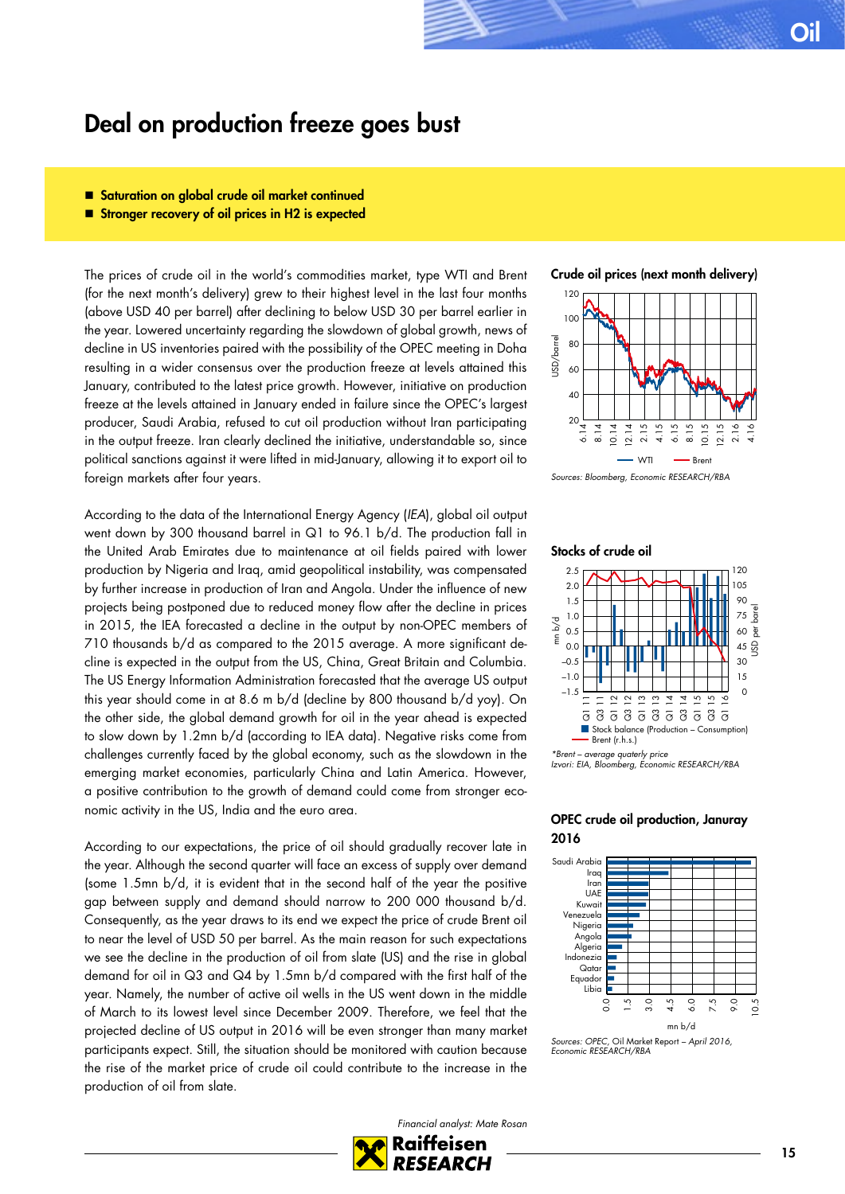# Deal on production freeze goes bust

- **Saturation on global crude oil market continued**
- **Stronger recovery of oil prices in H2 is expected**

The prices of crude oil in the world's commodities market, type WTI and Brent (for the next month's delivery) grew to their highest level in the last four months (above USD 40 per barrel) after declining to below USD 30 per barrel earlier in the year. Lowered uncertainty regarding the slowdown of global growth, news of decline in US inventories paired with the possibility of the OPEC meeting in Doha resulting in a wider consensus over the production freeze at levels attained this January, contributed to the latest price growth. However, initiative on production freeze at the levels attained in January ended in failure since the OPEC's largest producer, Saudi Arabia, refused to cut oil production without Iran participating in the output freeze. Iran clearly declined the initiative, understandable so, since political sanctions against it were lifted in mid-January, allowing it to export oil to foreign markets after four years.

According to the data of the International Energy Agency (*IEA*), global oil output went down by 300 thousand barrel in Q1 to 96.1 b/d. The production fall in the United Arab Emirates due to maintenance at oil fields paired with lower production by Nigeria and Iraq, amid geopolitical instability, was compensated by further increase in production of Iran and Angola. Under the influence of new projects being postponed due to reduced money flow after the decline in prices in 2015, the IEA forecasted a decline in the output by non-OPEC members of 710 thousands b/d as compared to the 2015 average. A more significant decline is expected in the output from the US, China, Great Britain and Columbia. The US Energy Information Administration forecasted that the average US output this year should come in at 8.6 m b/d (decline by 800 thousand b/d yoy). On the other side, the global demand growth for oil in the year ahead is expected to slow down by 1.2mn b/d (according to IEA data). Negative risks come from challenges currently faced by the global economy, such as the slowdown in the emerging market economies, particularly China and Latin America. However, a positive contribution to the growth of demand could come from stronger economic activity in the US, India and the euro area.

According to our expectations, the price of oil should gradually recover late in the year. Although the second quarter will face an excess of supply over demand (some 1.5mn b/d, it is evident that in the second half of the year the positive gap between supply and demand should narrow to 200 000 thousand b/d. Consequently, as the year draws to its end we expect the price of crude Brent oil to near the level of USD 50 per barrel. As the main reason for such expectations we see the decline in the production of oil from slate (US) and the rise in global demand for oil in Q3 and Q4 by 1.5mn b/d compared with the first half of the year. Namely, the number of active oil wells in the US went down in the middle of March to its lowest level since December 2009. Therefore, we feel that the projected decline of US output in 2016 will be even stronger than many market participants expect. Still, the situation should be monitored with caution because the rise of the market price of crude oil could contribute to the increase in the production of oil from slate.

**Crude oil prices (next month delivery)**

Sources: Bloomberg, Economic RESEARCH/RBA

**Stocks of crude oil**

*Brent – average quaterly price
Izvori: EIA, Bloomberg, Economic RESEARCH/RBA

**OPEC crude oil production, Januray 2016**

Sources: OPEC, Oil Market Report – April 2016, Economic RESEARCH/RBA

*Financial analyst: Mate Rosan*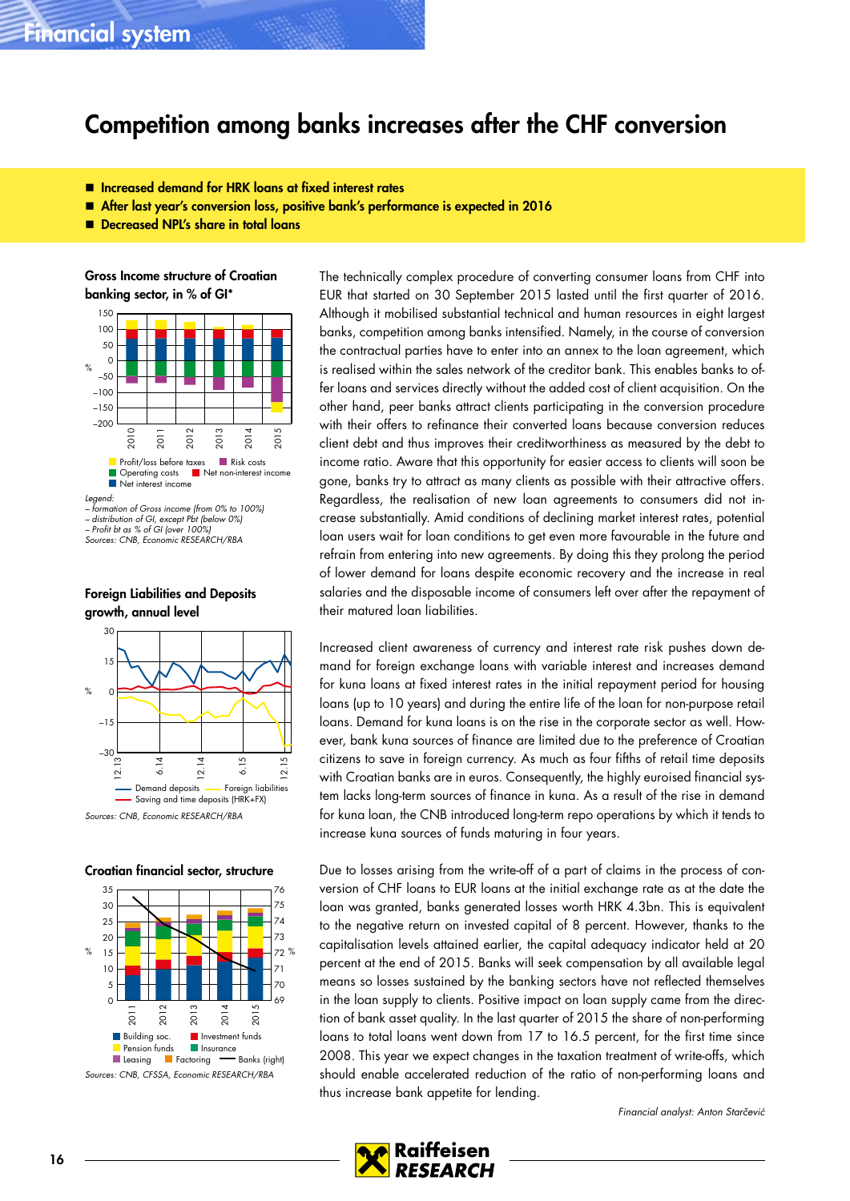# Competition among banks increases after the CHF conversion

- Increased demand for HRK loans at fixed interest rates
- After last year's conversion loss, positive bank's performance is expected in 2016
- Decreased NPL's share in total loans

**Gross Income structure of Croatian banking sector, in % of GI***

Legend:
– formation of Gross income (from 0% to 100%)
– distribution of GI, except Pbt (below 0%)
– Profit bt as % of GI (over 100%)
Sources: CNB, Economic RESEARCH/RBA

**Foreign Liabilities and Deposits growth, annual level**

Sources: CNB, Economic RESEARCH/RBA

**Croatian financial sector, structure**

Sources: CNB, CFSSA, Economic RESEARCH/RBA

The technically complex procedure of converting consumer loans from CHF into EUR that started on 30 September 2015 lasted until the first quarter of 2016. Although it mobilised substantial technical and human resources in eight largest banks, competition among banks intensified. Namely, in the course of conversion the contractual parties have to enter into an annex to the loan agreement, which is realised within the sales network of the creditor bank. This enables banks to offer loans and services directly without the added cost of client acquisition. On the other hand, peer banks attract clients participating in the conversion procedure with their offers to refinance their converted loans because conversion reduces client debt and thus improves their creditworthiness as measured by the debt to income ratio. Aware that this opportunity for easier access to clients will soon be gone, banks try to attract as many clients as possible with their attractive offers. Regardless, the realisation of new loan agreements to consumers did not increase substantially. Amid conditions of declining market interest rates, potential loan users wait for loan conditions to get even more favourable in the future and refrain from entering into new agreements. By doing this they prolong the period of lower demand for loans despite economic recovery and the increase in real salaries and the disposable income of consumers left over after the repayment of their matured loan liabilities.

Increased client awareness of currency and interest rate risk pushes down demand for foreign exchange loans with variable interest and increases demand for kuna loans at fixed interest rates in the initial repayment period for housing loans (up to 10 years) and during the entire life of the loan for non-purpose retail loans. Demand for kuna loans is on the rise in the corporate sector as well. However, bank kuna sources of finance are limited due to the preference of Croatian citizens to save in foreign currency. As much as four fifths of retail time deposits with Croatian banks are in euros. Consequently, the highly euroised financial system lacks long-term sources of finance in kuna. As a result of the rise in demand for kuna loan, the CNB introduced long-term repo operations by which it tends to increase kuna sources of funds maturing in four years.

Due to losses arising from the write-off of a part of claims in the process of conversion of CHF loans to EUR loans at the initial exchange rate as at the date the loan was granted, banks generated losses worth HRK 4.3bn. This is equivalent to the negative return on invested capital of 8 percent. However, thanks to the capitalisation levels attained earlier, the capital adequacy indicator held at 20 percent at the end of 2015. Banks will seek compensation by all available legal means so losses sustained by the banking sectors have not reflected themselves in the loan supply to clients. Positive impact on loan supply came from the direction of bank asset quality. In the last quarter of 2015 the share of non-performing loans to total loans went down from 17 to 16.5 percent, for the first time since 2008. This year we expect changes in the taxation treatment of write-offs, which should enable accelerated reduction of the ratio of non-performing loans and thus increase bank appetite for lending.

*Financial analyst: Anton Starčević*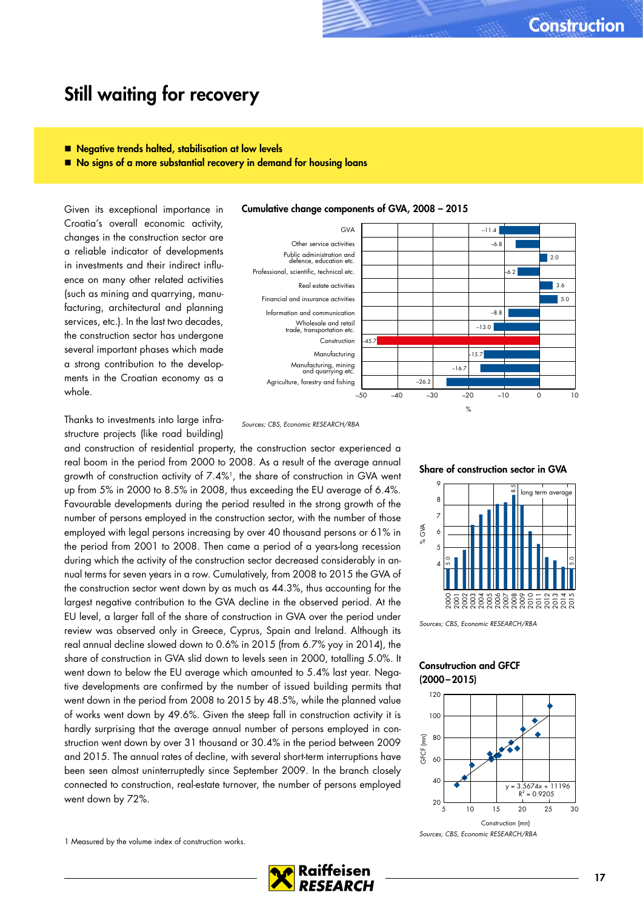# Still waiting for recovery

- **Negative trends halted, stabilisation at low levels**
- **No signs of a more substantial recovery in demand for housing loans**

Given its exceptional importance in Croatia's overall economic activity, changes in the construction sector are a reliable indicator of developments in investments and their indirect influence on many other related activities (such as mining and quarrying, manufacturing, architectural and planning services, etc.). In the last two decades, the construction sector has undergone several important phases which made a strong contribution to the developments in the Croatian economy as a whole.

Thanks to investments into large infrastructure projects (like road building) and construction of residential property, the construction sector experienced a real boom in the period from 2000 to 2008. As a result of the average annual growth of construction activity of 7.4%[1], the share of construction in GVA went up from 5% in 2000 to 8.5% in 2008, thus exceeding the EU average of 6.4%. Favourable developments during the period resulted in the strong growth of the number of persons employed in the construction sector, with the number of those employed with legal persons increasing by over 40 thousand persons or 61% in the period from 2001 to 2008. Then came a period of a years-long recession during which the activity of the construction sector decreased considerably in annual terms for seven years in a row. Cumulatively, from 2008 to 2015 the GVA of the construction sector went down by as much as 44.3%, thus accounting for the largest negative contribution to the GVA decline in the observed period. At the EU level, a larger fall of the share of construction in GVA over the period under review was observed only in Greece, Cyprus, Spain and Ireland. Although its real annual decline slowed down to 0.6% in 2015 (from 6.7% yoy in 2014), the share of construction in GVA slid down to levels seen in 2000, totalling 5.0%. It went down to below the EU average which amounted to 5.4% last year. Negative developments are confirmed by the number of issued building permits that went down in the period from 2008 to 2015 by 48.5%, while the planned value of works went down by 49.6%. Given the steep fall in construction activity it is hardly surprising that the average annual number of persons employed in construction went down by over 31 thousand or 30.4% in the period between 2009 and 2015. The annual rates of decline, with several short-term interruptions have been seen almost uninterruptedly since September 2009. In the branch closely connected to construction, real-estate turnover, the number of persons employed went down by 72%.

**Cumulative change components of GVA, 2008 – 2015**

| Component | % |
|---|---|
| GVA | –11.4 |
| Other service activities | –6.8 |
| Public administration and defence, education etc. | 2.0 |
| Professional, scientific, technical etc. | –6.2 |
| Real estate activities | 3.6 |
| Financial and insurance activities | 5.0 |
| Information and communication | –8.8 |
| Wholesale and retail trade, transportation etc. | –13.0 |
| Construction | –45.7 |
| Manufacturing | –15.7 |
| Manufacturing, mining and quarrying etc. | –16.7 |
| Agriculture, forestry and fishing | –26.2 |

*Sources; CBS, Economic RESEARCH/RBA*

**Share of construction sector in GVA**

% GVA, 2000–2015; 2000: 5.0; 2008: 8.5; 2015: 5.0; long term average

*Sources; CBS, Economic RESEARCH/RBA*

**Consutruction and GFCF (2000–2015)**

GFCF (mn) vs. Construction (mn); $y = 3.5674x + 11196$, $R^2 = 0.9205$

*Sources; CBS, Economic RESEARCH/RBA*

1 Measured by the volume index of construction works.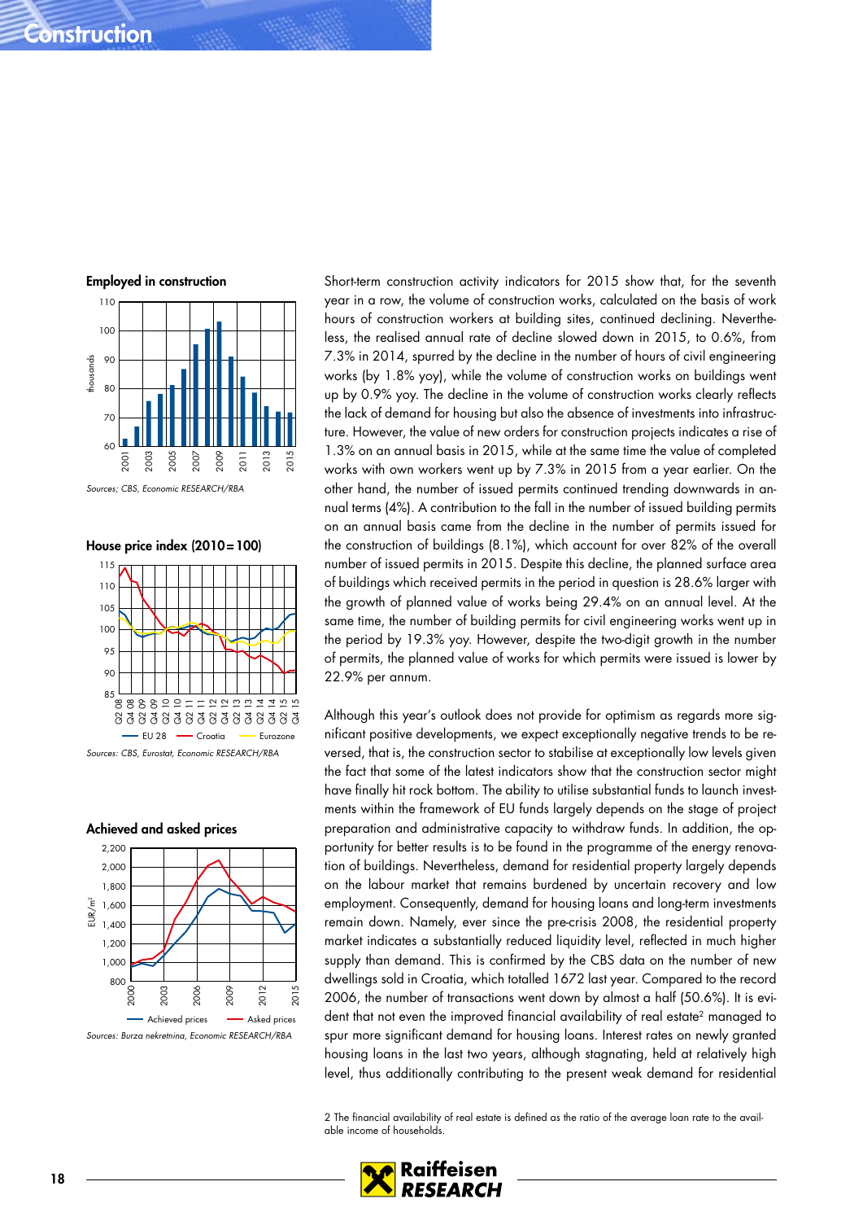# Construction

**Employed in construction**

Sources: CBS, Economic RESEARCH/RBA

**House price index (2010=100)**

Sources: CBS, Eurostat, Economic RESEARCH/RBA

**Achieved and asked prices**

Sources: Burza nekretnina, Economic RESEARCH/RBA

Short-term construction activity indicators for 2015 show that, for the seventh year in a row, the volume of construction works, calculated on the basis of work hours of construction workers at building sites, continued declining. Nevertheless, the realised annual rate of decline slowed down in 2015, to 0.6%, from 7.3% in 2014, spurred by the decline in the number of hours of civil engineering works (by 1.8% yoy), while the volume of construction works on buildings went up by 0.9% yoy. The decline in the volume of construction works clearly reflects the lack of demand for housing but also the absence of investments into infrastructure. However, the value of new orders for construction projects indicates a rise of 1.3% on an annual basis in 2015, while at the same time the value of completed works with own workers went up by 7.3% in 2015 from a year earlier. On the other hand, the number of issued permits continued trending downwards in annual terms (4%). A contribution to the fall in the number of issued building permits on an annual basis came from the decline in the number of permits issued for the construction of buildings (8.1%), which account for over 82% of the overall number of issued permits in 2015. Despite this decline, the planned surface area of buildings which received permits in the period in question is 28.6% larger with the growth of planned value of works being 29.4% on an annual level. At the same time, the number of building permits for civil engineering works went up in the period by 19.3% yoy. However, despite the two-digit growth in the number of permits, the planned value of works for which permits were issued is lower by 22.9% per annum.

Although this year's outlook does not provide for optimism as regards more significant positive developments, we expect exceptionally negative trends to be reversed, that is, the construction sector to stabilise at exceptionally low levels given the fact that some of the latest indicators show that the construction sector might have finally hit rock bottom. The ability to utilise substantial funds to launch investments within the framework of EU funds largely depends on the stage of project preparation and administrative capacity to withdraw funds. In addition, the opportunity for better results is to be found in the programme of the energy renovation of buildings. Nevertheless, demand for residential property largely depends on the labour market that remains burdened by uncertain recovery and low employment. Consequently, demand for housing loans and long-term investments remain down. Namely, ever since the pre-crisis 2008, the residential property market indicates a substantially reduced liquidity level, reflected in much higher supply than demand. This is confirmed by the CBS data on the number of new dwellings sold in Croatia, which totalled 1672 last year. Compared to the record 2006, the number of transactions went down by almost a half (50.6%). It is evident that not even the improved financial availability of real estate[2] managed to spur more significant demand for housing loans. Interest rates on newly granted housing loans in the last two years, although stagnating, held at relatively high level, thus additionally contributing to the present weak demand for residential

2 The financial availability of real estate is defined as the ratio of the average loan rate to the available income of households.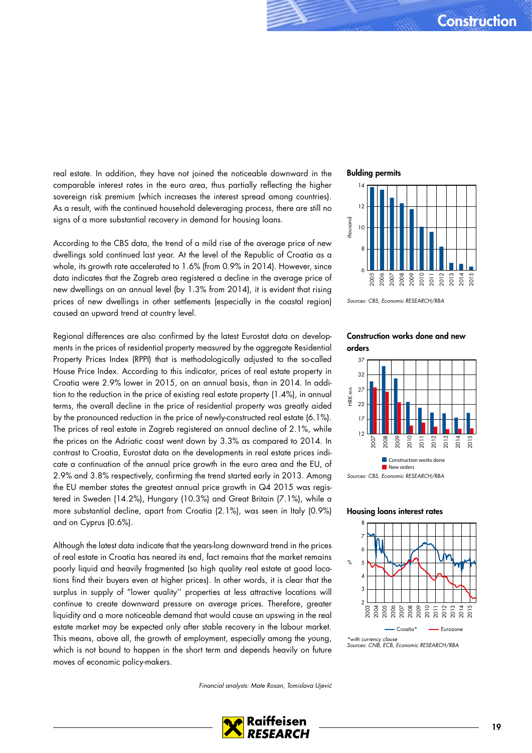real estate. In addition, they have not joined the noticeable downward in the comparable interest rates in the euro area, thus partially reflecting the higher sovereign risk premium (which increases the interest spread among countries). As a result, with the continued household deleveraging process, there are still no signs of a more substantial recovery in demand for housing loans.

According to the CBS data, the trend of a mild rise of the average price of new dwellings sold continued last year. At the level of the Republic of Croatia as a whole, its growth rate accelerated to 1.6% (from 0.9% in 2014). However, since data indicates that the Zagreb area registered a decline in the average price of new dwellings on an annual level (by 1.3% from 2014), it is evident that rising prices of new dwellings in other settlements (especially in the coastal region) caused an upward trend at country level.

Regional differences are also confirmed by the latest Eurostat data on developments in the prices of residential property measured by the aggregate Residential Property Prices Index (RPPI) that is methodologically adjusted to the so-called House Price Index. According to this indicator, prices of real estate property in Croatia were 2.9% lower in 2015, on an annual basis, than in 2014. In addition to the reduction in the price of existing real estate property (1.4%), in annual terms, the overall decline in the price of residential property was greatly aided by the pronounced reduction in the price of newly-constructed real estate (6.1%). The prices of real estate in Zagreb registered an annual decline of 2.1%, while the prices on the Adriatic coast went down by 3.3% as compared to 2014. In contrast to Croatia, Eurostat data on the developments in real estate prices indicate a continuation of the annual price growth in the euro area and the EU, of 2.9% and 3.8% respectively, confirming the trend started early in 2013. Among the EU member states the greatest annual price growth in Q4 2015 was registered in Sweden (14.2%), Hungary (10.3%) and Great Britain (7.1%), while a more substantial decline, apart from Croatia (2.1%), was seen in Italy (0.9%) and on Cyprus (0.6%).

Although the latest data indicate that the years-long downward trend in the prices of real estate in Croatia has neared its end, fact remains that the market remains poorly liquid and heavily fragmented (so high quality real estate at good locations find their buyers even at higher prices). In other words, it is clear that the surplus in supply of "lower quality" properties at less attractive locations will continue to create downward pressure on average prices. Therefore, greater liquidity and a more noticeable demand that would cause an upswing in the real estate market may be expected only after stable recovery in the labour market. This means, above all, the growth of employment, especially among the young, which is not bound to happen in the short term and depends heavily on future moves of economic policy-makers.

*Financial analysts: Mate Rosan, Tomislava Ujević*

**Bulding permits**

*Sources: CBS, Economic RESEARCH/RBA*

**Construction works done and new orders**

*Sources: CBS, Economic RESEARCH/RBA*

**Housing loans interest rates**

*\*with currency clause*
*Sources: CNB, ECB, Economic RESEARCH/RBA*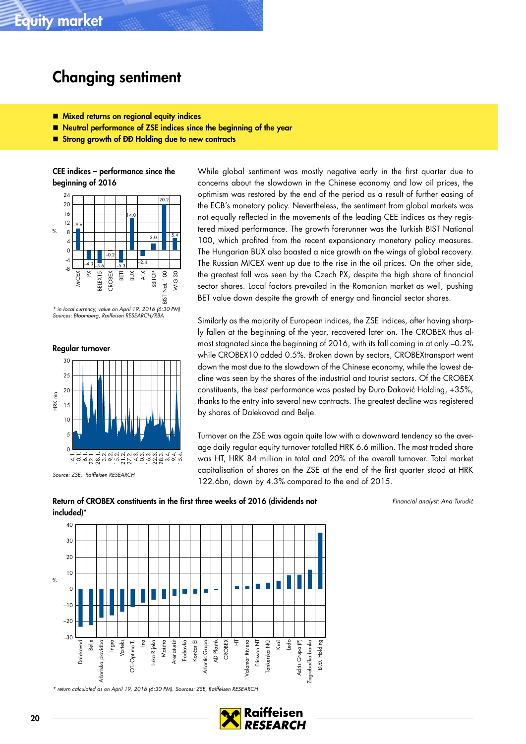# Changing sentiment

- Mixed returns on regional equity indices
- Neutral performance of ZSE indices since the beginning of the year
- Strong growth of ĐĐ Holding due to new contracts

**CEE indices – performance since the beginning of 2016**

| Index | % |
|---|---|
| MICEX | 9.6 |
| PX | -4.3 |
| BELEX15 | -5.6 |
| CROBEX | -0.2 |
| BETI | -5.3 |
| BUX | 14.0 |
| ATX | -2.4 |
| SBITOP | 3.0 |
| BIST Nat. 100 | 20.2 |
| WIG 30 | 5.4 |

*\* in local currency, value on April 19, 2016 (6:30 PM)*
*Sources: Bloomberg, Raiffeisen RESEARCH/RBA*

**Regular turnover**

*Source: ZSE, Raiffeisen RESEARCH*

While global sentiment was mostly negative early in the first quarter due to concerns about the slowdown in the Chinese economy and low oil prices, the optimism was restored by the end of the period as a result of further easing of the ECB's monetary policy. Nevertheless, the sentiment from global markets was not equally reflected in the movements of the leading CEE indices as they registered mixed performance. The growth forerunner was the Turkish BIST National 100, which profited from the recent expansionary monetary policy measures. The Hungarian BUX also boasted a nice growth on the wings of global recovery. The Russian MICEX went up due to the rise in the oil prices. On the other side, the greatest fall was seen by the Czech PX, despite the high share of financial sector shares. Local factors prevailed in the Romanian market as well, pushing BET value down despite the growth of energy and financial sector shares.

Similarly as the majority of European indices, the ZSE indices, after having sharply fallen at the beginning of the year, recovered later on. The CROBEX thus almost stagnated since the beginning of 2016, with its fall coming in at only –0.2% while CROBEX10 added 0.5%. Broken down by sectors, CROBEXtransport went down the most due to the slowdown of the Chinese economy, while the lowest decline was seen by the shares of the industrial and tourist sectors. Of the CROBEX constituents, the best performance was posted by Đuro Đaković Holding, +35%, thanks to the entry into several new contracts. The greatest decline was registered by shares of Dalekovod and Belje.

Turnover on the ZSE was again quite low with a downward tendency so the average daily regular equity turnover totalled HRK 6.6 million. The most traded share was HT, HRK 84 million in total and 20% of the overall turnover. Total market capitalisation of shares on the ZSE at the end of the first quarter stood at HRK 122.6bn, down by 4.3% compared to the end of 2015.

*Financial analyst: Ana Turudić*

**Return of CROBEX constituents in the first three weeks of 2016 (dividends not included)\***

*\* return calculated as on April 19, 2016 (6:30 PM). Sources: ZSE, Raiffeisen RESEARCH*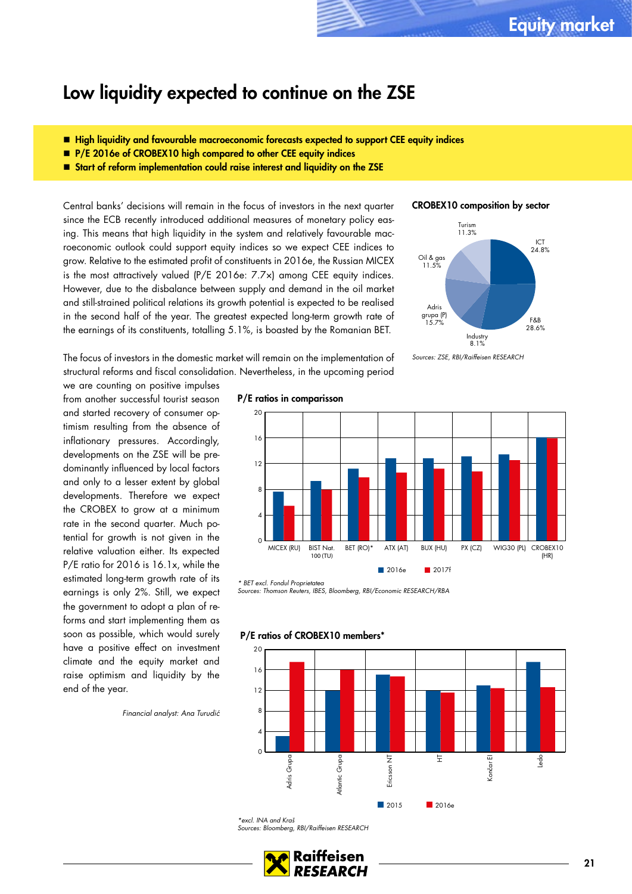# Low liquidity expected to continue on the ZSE

- **High liquidity and favourable macroeconomic forecasts expected to support CEE equity indices**
- **P/E 2016e of CROBEX10 high compared to other CEE equity indices**
- **Start of reform implementation could raise interest and liquidity on the ZSE**

Central banks' decisions will remain in the focus of investors in the next quarter since the ECB recently introduced additional measures of monetary policy easing. This means that high liquidity in the system and relatively favourable macroeconomic outlook could support equity indices so we expect CEE indices to grow. Relative to the estimated profit of constituents in 2016e, the Russian MICEX is the most attractively valued (P/E 2016e: 7.7x) among CEE equity indices. However, due to the disbalance between supply and demand in the oil market and still-strained political relations its growth potential is expected to be realised in the second half of the year. The greatest expected long-term growth rate of the earnings of its constituents, totalling 5.1%, is boasted by the Romanian BET.

The focus of investors in the domestic market will remain on the implementation of structural reforms and fiscal consolidation. Nevertheless, in the upcoming period we are counting on positive impulses from another successful tourist season and started recovery of consumer optimism resulting from the absence of inflationary pressures. Accordingly, developments on the ZSE will be predominantly influenced by local factors and only to a lesser extent by global developments. Therefore we expect the CROBEX to grow at a minimum rate in the second quarter. Much potential for growth is not given in the relative valuation either. Its expected P/E ratio for 2016 is 16.1x, while the estimated long-term growth rate of its earnings is only 2%. Still, we expect the government to adopt a plan of reforms and start implementing them as soon as possible, which would surely have a positive effect on investment climate and the equity market and raise optimism and liquidity by the end of the year.

*Financial analyst: Ana Turudić*

**CROBEX10 composition by sector**

| Sector | Share |
|---|---|
| ICT | 24.8% |
| F&B | 28.6% |
| Industry | 8.1% |
| Adris grupa (P) | 15.7% |
| Oil & gas | 11.5% |
| Turism | 11.3% |

*Sources: ZSE, RBI/Raiffeisen RESEARCH*

**P/E ratios in comparisson**

Indices: MICEX (RU), BIST Nat. 100 (TU), BET (RO)*, ATX (AT), BUX (HU), PX (CZ), WIG30 (PL), CROBEX10 (HR); series: 2016e, 2017f

*\* BET excl. Fondul Proprietatea*
*Sources: Thomson Reuters, IBES, Bloomberg, RBI/Economic RESEARCH/RBA*

**P/E ratios of CROBEX10 members***

Companies: Adris Grupa, Atlantic Grupa, Ericsson NT, HT, Končar El, Ledo; series: 2015, 2016e

*\*excl. INA and Kraš*
*Sources: Bloomberg, RBI/Raiffeisen RESEARCH*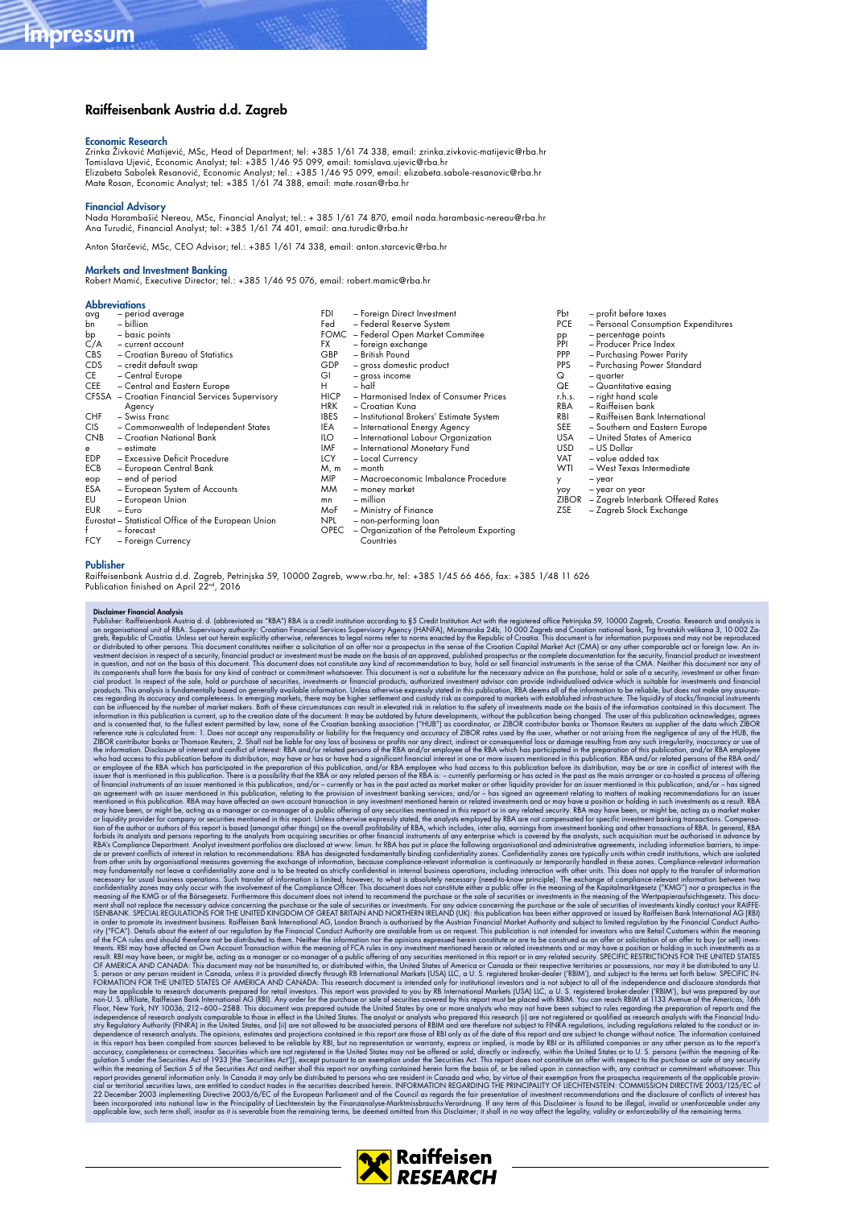# Impressum

## Raiffeisenbank Austria d.d. Zagreb

### Economic Research

Zrinka Živković Matijević, MSc, Head of Department; tel: +385 1/61 74 338, email: zrinka.zivkovic-matijevic@rba.hr
Tomislava Ujević, Economic Analyst; tel: +385 1/46 95 099, email: tomislava.ujevic@rba.hr
Elizabeta Sabolek Resanović, Economic Analyst; tel.: +385 1/46 95 099, email: elizabeta.sabole-resanovic@rba.hr
Mate Rosan, Economic Analyst; tel: +385 1/61 74 388, email: mate.rosan@rba.hr

### Financial Advisory

Nada Harambašić Nereau, MSc, Financial Analyst; tel.: + 385 1/61 74 870, email nada.harambasic-nereau@rba.hr
Ana Turudić, Financial Analyst; tel: +385 1/61 74 401, email: ana.turudic@rba.hr

Anton Starčević, MSc, CEO Advisor; tel.: +385 1/61 74 338, email: anton.starcevic@rba.hr

### Markets and Investment Banking

Robert Mamić, Executive Director; tel.: +385 1/46 95 076, email: robert.mamic@rba.hr

### Abbreviations

avg – period average
bn – billion
bp – basic points
C/A – current account
CBS – Croatian Bureau of Statistics
CDS – credit default swap
CE – Central Europe
CEE – Central and Eastern Europe
CFSSA – Croatian Financial Services Supervisory Agency
CHF – Swiss Franc
CIS – Commonwealth of Independent States
CNB – Croatian National Bank
e – estimate
EDP – Excessive Deficit Procedure
ECB – European Central Bank
eop – end of period
ESA – European System of Accounts
EU – European Union
EUR – Euro
Eurostat – Statistical Office of the European Union
f – forecast
FCY – Foreign Currency
FDI – Foreign Direct Investment
Fed – Federal Reserve System
FOMC – Federal Open Market Commitee
FX – foreign exchange
GBP – British Pound
GDP – gross domestic product
GI – gross income
H – half
HICP – Harmonised Index of Consumer Prices
HRK – Croatian Kuna
IBES – Institutional Brokers' Estimate System
IEA – International Energy Agency
ILO – International Labour Organization
IMF – International Monetary Fund
LCY – Local Currency
M, m – month
MIP – Macroeconomic Imbalance Procedure
MM – money market
mn – million
MoF – Ministry of Finance
NPL – non-performing loan
OPEC – Organization of the Petroleum Exporting Countries
Pbt – profit before taxes
PCE – Personal Consumption Expenditures
pp – percentage points
PPI – Producer Price Index
PPP – Purchasing Power Parity
PPS – Purchasing Power Standard
Q – quarter
QE – Quantitative easing
r.h.s. – right hand scale
RBA – Raiffeisen bank
RBI – Raiffeisen Bank International
SEE – Southern and Eastern Europe
USA – United States of America
USD – US Dollar
VAT – value added tax
WTI – West Texas Intermediate
y – year
yoy – year on year
ZIBOR – Zagreb Interbank Offered Rates
ZSE – Zagreb Stock Exchange

### Publisher

Raiffeisenbank Austria d.d. Zagreb, Petrinjska 59, 10000 Zagreb, www.rba.hr, tel: +385 1/45 66 466, fax: +385 1/48 11 626
Publication finished on April 22nd, 2016

#### Disclaimer Financial Analysis

Publisher: Raiffeisenbank Austria d. d. (abbreviated as "RBA") RBA is a credit institution according to §5 Credit Institution Act with the registered office Petrinjska 59, 10000 Zagreb, Croatia. Research and analysis is an organisational unit of RBA. Supervisory authority: Croatian Financial Services Supervisory Agency (HANFA), Miramarska 24b, 10 000 Zagreb and Croatian national bank, Trg hrvatskih velikana 3, 10 002 Zagreb, Republic of Croatia. Unless set out herein explicitly otherwise, references to legal norms refer to norms enacted by the Republic of Croatia. This document is for information purposes and may not be reproduced or distributed to other persons. This document constitutes neither a solicitation of an offer nor a prospectus in the sense of the Croatian Capital Market Act (CMA) or any other comparable act or foreign law. An investment decision in respect of a security, financial product or investment must be made on the basis of an approved, published prospectus or the complete documentation for the security, financial product or investment in question, and not on the basis of this document. This document does not constitute any kind of recommendation to buy, hold or sell financial instruments in the sense of the CMA. Neither this document nor any of its components shall form the basis for any kind of contract or commitment whatsoever. This document is not a substitute for the necessary advice on the purchase, hold or sale of a security, investment or other financial product. In respect of the sale, hold or purchase of securities, investments or financial products, only authorized investment advisor can provide individualised advice which is suitable for investments and financial products. This analysis is fundamentally based on generally available information. Unless otherwise expressly stated in this publication, RBA deems all of the information to be reliable, but does not make any assurances regarding its accuracy and completeness. In emerging markets, there may be higher settlement and custody risk as compared to markets with established infrastructure. The liquidity of stocks/financial instruments can be influenced by the number of market makers. Both of these circumstances can result in elevated risk in relation to the safety of investments made on the basis of the information contained in this document. The information in this publication is current, up to the creation date of the document. It may be outdated by future developments, without the publication being changed. The user of this publication acknowledges, agrees and is consented that, to the fullest extent permitted by law, none of the Croatian banking association ("HUB") as coordinator, or ZIBOR contributor banks or Thomson Reuters as supplier of the data which ZIBOR reference rate is calculated from: 1. Does not accept any responsibility or liability for the frequency and accuracy of ZIBOR rates used by the user, whether or not arising from the negligence of any of the HUB, the ZIBOR contributor banks or Thomson Reuters; 2. Shall not be liable for any loss of business or profits nor any direct, indirect or consequential loss or damage resulting from any such irregularity, inaccuracy or use of the information. Disclosure of interest and conflict of interest: RBA and/or related persons of the RBA and/or employee of the RBA which has participated in the preparation of this publication, and/or RBA employee who had access to this publication before its distribution, may have or has had a significant financial interest in one or more issuers mentioned in this publication. RBA and/or related persons of the RBA and/or employee of the RBA which has participated in the preparation of this publication, and/or RBA employee who had access to this publication before its distribution, may be or are in conflict of interest with the issuer that is mentioned in this publication. There is a possibility that the RBA or any related person of the RBA is: – currently performing or has acted in the past as the main arranger or co-hosted a process of offering of financial instruments of an issuer mentioned in this publication; and/or – currently or has in the past acted as market maker or other liquidity provider for an issuer mentioned in this publication; and/or – has signed an agreement with an issuer mentioned in this publication, relating to the provision of investment banking services; and/or – has signed an agreement relating to matters of making recommendations for an issuer mentioned in this publication. RBA may have affected an own account transaction in any investment mentioned herein or related investments and or may have a position or holding in such investments as a result. RBA may have been, or might be, acting as a manager or co-manager of a public offering of any securities mentioned in this report or in any related security. RBA may have been, or might be, acting as a market maker or liquidity provider for company or securities mentioned in this report. Unless otherwise expressly stated, the analysts employed by RBA are not compensated for specific investment banking transactions. Compensation of the author or authors of this report is based (amongst other things) on the overall profitability of RBA, which includes, inter alia, earnings from investment banking and other transactions of RBA. In general, RBA forbids its analysts and persons reporting to the analysts from acquiring securities or other financial instruments of any enterprise which is covered by the analysts, such acquisition must be authorised in advance by RBA's Compliance Department. Analyst investment portfolios are disclosed at www. limun. hr RBA has put in place the following organisational and administrative agreements, including information barriers, to impede or prevent conflicts of interest in relation to recommendations: RBA has designated fundamentally binding confidentiality zones. Confidentiality zones are typically units within credit institutions, which are isolated from other units by organisational measures governing the exchange of information, because compliance-relevant information is continuously or temporarily handled in these zones. Compliance-relevant information may fundamentally not leave a confidentiality zone and is to be treated as strictly confidential in internal business operations, including interaction with other units. This does not apply to the transfer of information necessary for usual business operations. Such transfer of information is limited, however, to what is absolutely necessary (need-to-know principle). The exchange of compliance-relevant information between two confidentiality zones may only occur with the involvement of the Compliance Officer. This document does not constitute either a public offer in the meaning of the Kapitalmarktgesetz ("KMG") nor a prospectus in the meaning of the KMG or of the Börsegesetz. Furthermore this document does not intend to recommend the purchase or the sale of securities or investments in the meaning of the Wertpapieraufsichtsgesetz. This document shall not replace the necessary advice concerning the purchase or the sale of securities or investments. For any advice concerning the purchase or the sale of securities or investments kindly contact your RAIFFEISENBANK. SPECIAL REGULATIONS FOR THE UNITED KINGDOM OF GREAT BRITAIN AND NORTHERN IRELAND (UK): this publication has been either approved or issued by Raiffeisen Bank International AG (RBI) in order to promote its investment business. Raiffeisen Bank International AG, London Branch is authorised by the Austrian Financial Market Authority and subject to limited regulation by the Financial Conduct Authority ("FCA"). Details about the extent of our regulation by the Financial Conduct Authority are available from us on request. This publication is not intended for investors who are Retail Customers within the meaning of the FCA rules and should therefore not be distributed to them. Neither the information nor the opinions expressed herein constitute or are to be construed as an offer or solicitation of an offer to buy (or sell) investments. RBI may have affected an Own Account Transaction within the meaning of FCA rules in any investment mentioned herein or related investments and or may have a position or holding in such investments as a result. RBI may have been, or might be, acting as a manager or co-manager of a public offering of any securities mentioned in this report or in any related security. SPECIFIC RESTRICTIONS FOR THE UNITED STATES OF AMERICA AND CANADA: This document may not be transmitted to, or distributed within, the United States of America or Canada or their respective territories or possessions, nor may it be distributed to any U. S. person or any person resident in Canada, unless it is provided directly through RB International Markets (USA) LLC, a U. S. registered broker-dealer ('RBIM'), and subject to the terms set forth below. SPECIFIC INFORMATION FOR THE UNITED STATES OF AMERICA AND CANADA: This research document is intended only for institutional investors and is not subject to all of the independence and disclosure standards that may be applicable to research documents prepared for retail investors. This report was provided to you by RB International Markets (USA) LLC, a U. S. registered broker-dealer ('RBIM'), but was prepared by our non-U. S. affiliate, Raiffeisen Bank International AG (RBI). Any order for the purchase or sale of securities covered by this report must be placed with RBIM. You can reach RBIM at 1133 Avenue of the Americas, 16th Floor, New York, NY 10036, 212–600–2588. This document was prepared outside the United States by one or more analysts who may not have been subject to rules regarding the preparation of reports and the independence of research analysts comparable to those in effect in the United States. The analyst or analysts who prepared this research (i) are not registered or qualified as research analysts with the Financial Industry Regulatory Authority (FINRA) in the United States, and (ii) are not allowed to be associated persons of RBIM and are therefore not subject to FINRA regulations, including regulations related to the conduct or independence of research analysts. The opinions, estimates and projections contained in this report are those of RBI only as of the date of this report and are subject to change without notice. The information contained in this report has been compiled from sources believed to be reliable by RBI, but no representation or warranty, express or implied, is made by RBI or its affiliated companies or any other person as to the report's accuracy, completeness or correctness. Securities which are not registered in the United States may not be offered or sold, directly or indirectly, within the United States or to U. S. persons (within the meaning of Regulation S under the Securities Act of 1933 [the 'Securities Act']), except pursuant to an exemption under the Securities Act. This report does not constitute an offer with respect to the purchase or sale of any security within the meaning of Section 5 of the Securities Act and neither shall this report nor anything contained herein form the basis of, or be relied upon in connection with, any contract or commitment whatsoever. This report provides general information only. In Canada it may only be distributed to persons who are resident in Canada and who, by virtue of their exemption from the prospectus requirements of the applicable provincial or territorial securities laws, are entitled to conduct trades in the securities described herein. INFORMATION REGARDING THE PRINCIPALITY OF LIECHTENSTEIN: COMMISSION DIRECTIVE 2003/125/EC of 22 December 2003 implementing Directive 2003/6/EC of the European Parliament and of the Council as regards the fair presentation of investment recommendations and the disclosure of conflicts of interest has been incorporated into national law in the Principality of Liechtenstein by the Finanzanalyse-Marktmissbrauchs-Verordnung. If any term of this Disclaimer is found to be illegal, invalid or unenforceable under any applicable law, such term shall, insofar as it is severable from the remaining terms, be deemed omitted from this Disclaimer; it shall in no way affect the legality, validity or enforceability of the remaining terms.

Raiffeisen RESEARCH